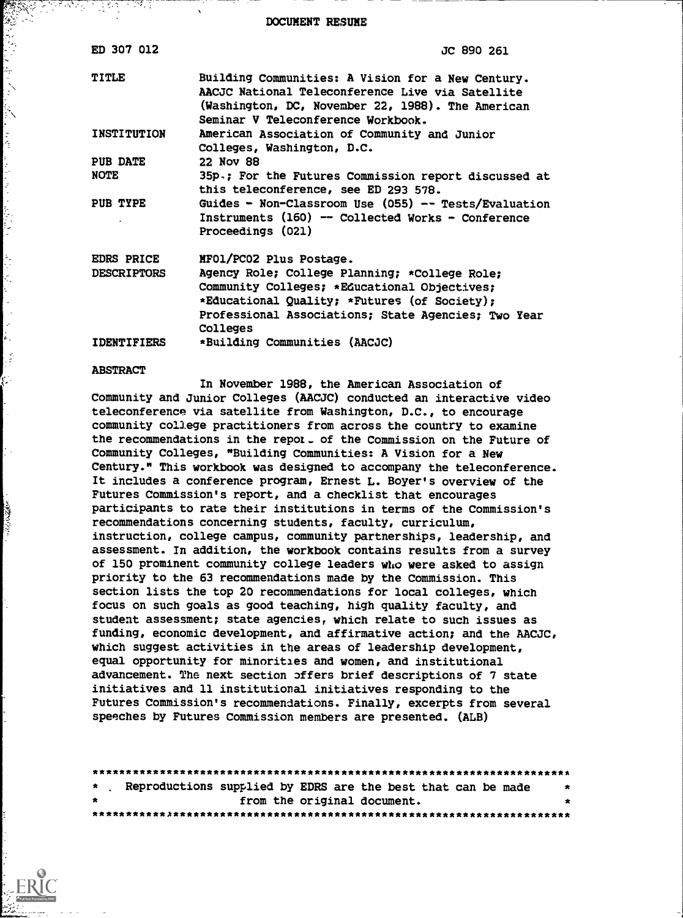# DOCUMENT RESUME

| | |
|---|---|
| ED 307 012 | JC 890 261 |
| TITLE | Building Communities: A Vision for a New Century. AACJC National Teleconference Live via Satellite (Washington, DC, November 22, 1988). The American Seminar V Teleconference Workbook. |
| INSTITUTION | American Association of Community and Junior Colleges, Washington, D.C. |
| PUB DATE | 22 Nov 88 |
| NOTE | 35p.; For the Futures Commission report discussed at this teleconference, see ED 293 578. |
| PUB TYPE | Guides - Non-Classroom Use (055) -- Tests/Evaluation Instruments (160) -- Collected Works - Conference Proceedings (021) |
| EDRS PRICE | MF01/PC02 Plus Postage. |
| DESCRIPTORS | Agency Role; College Planning; *College Role; Community Colleges; *Educational Objectives; *Educational Quality; *Futures (of Society); Professional Associations; State Agencies; Two Year Colleges |
| IDENTIFIERS | *Building Communities (AACJC) |

## ABSTRACT

In November 1988, the American Association of Community and Junior Colleges (AACJC) conducted an interactive video teleconference via satellite from Washington, D.C., to encourage community college practitioners from across the country to examine the recommendations in the repor_ of the Commission on the Future of Community Colleges, "Building Communities: A Vision for a New Century." This workbook was designed to accompany the teleconference. It includes a conference program, Ernest L. Boyer's overview of the Futures Commission's report, and a checklist that encourages participants to rate their institutions in terms of the Commission's recommendations concerning students, faculty, curriculum, instruction, college campus, community partnerships, leadership, and assessment. In addition, the workbook contains results from a survey of 150 prominent community college leaders who were asked to assign priority to the 63 recommendations made by the Commission. This section lists the top 20 recommendations for local colleges, which focus on such goals as good teaching, high quality faculty, and student assessment; state agencies, which relate to such issues as funding, economic development, and affirmative action; and the AACJC, which suggest activities in the areas of leadership development, equal opportunity for minorities and women, and institutional advancement. The next section offers brief descriptions of 7 state initiatives and 11 institutional initiatives responding to the Futures Commission's recommendations. Finally, excerpts from several speeches by Futures Commission members are presented. (ALB)

***********************************************************************
* Reproductions supplied by EDRS are the best that can be made *
* from the original document. *
***********************************************************************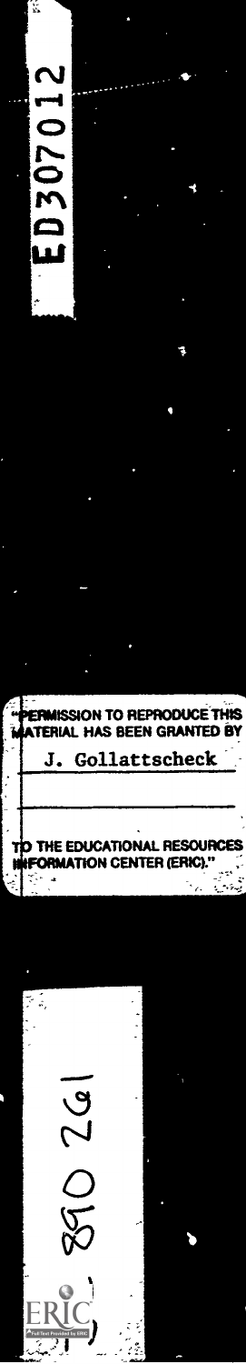ED307012

"PERMISSION TO REPRODUCE THIS MATERIAL HAS BEEN GRANTED BY

J. Gollattscheck

TO THE EDUCATIONAL RESOURCES INFORMATION CENTER (ERIC)."

890 261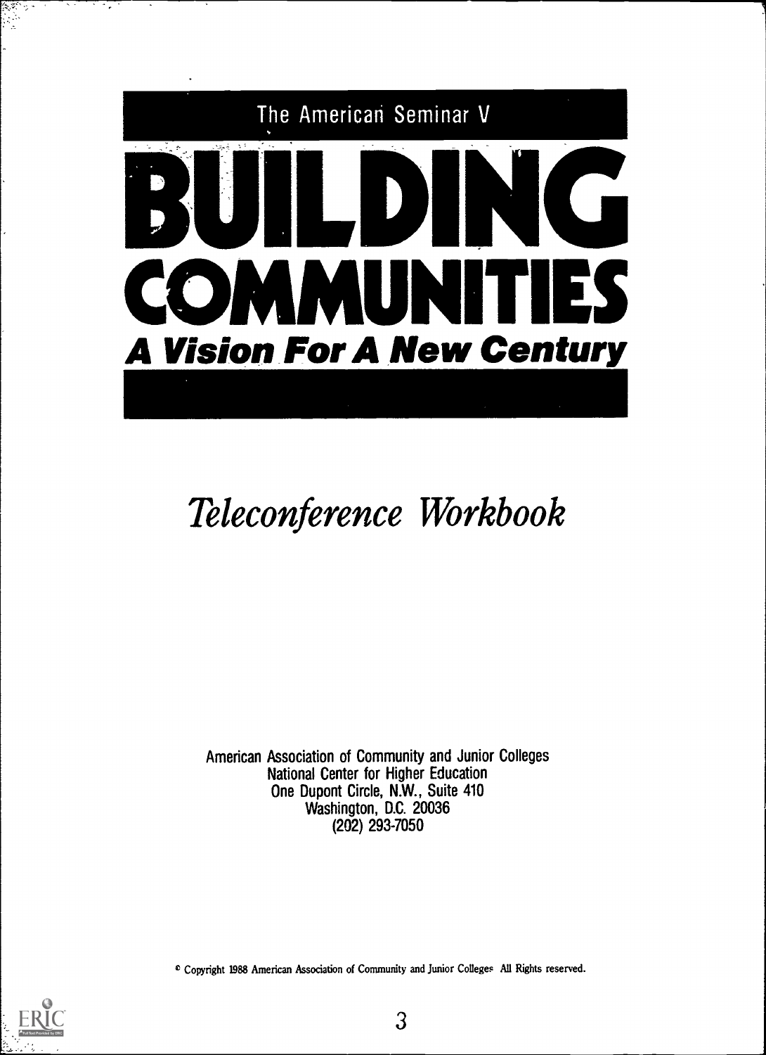The American Seminar V

# BUILDING COMMUNITIES

## *A Vision For A New Century*

# *Teleconference Workbook*

American Association of Community and Junior Colleges
National Center for Higher Education
One Dupont Circle, N.W., Suite 410
Washington, D.C. 20036
(202) 293-7050

© Copyright 1988 American Association of Community and Junior Colleges All Rights reserved.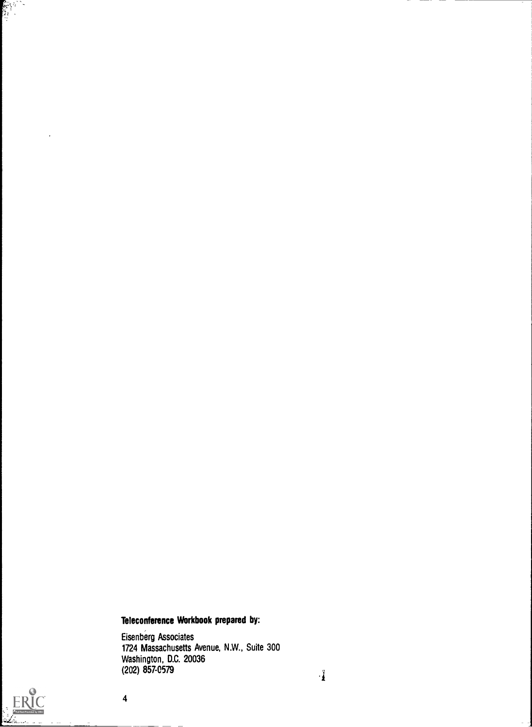**Teleconference Workbook prepared by:**

Eisenberg Associates
1724 Massachusetts Avenue, N.W., Suite 300
Washington, D.C. 20036
(202) 857-0579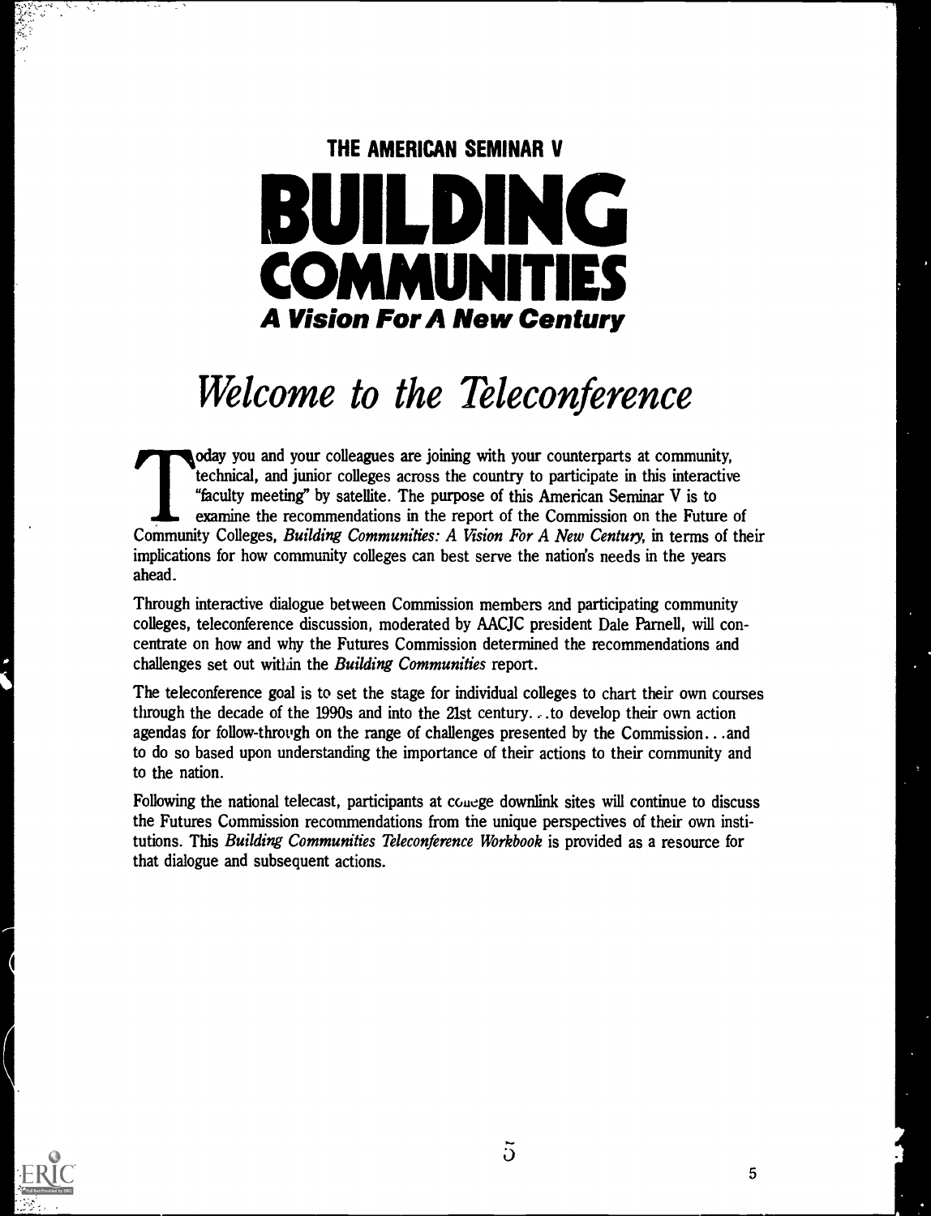### THE AMERICAN SEMINAR V

# BUILDING COMMUNITIES

### *A Vision For A New Century*

# *Welcome to the Teleconference*

Today you and your colleagues are joining with your counterparts at community, technical, and junior colleges across the country to participate in this interactive "faculty meeting" by satellite. The purpose of this American Seminar V is to examine the recommendations in the report of the Commission on the Future of Community Colleges, *Building Communities: A Vision For A New Century*, in terms of their implications for how community colleges can best serve the nation's needs in the years ahead.

Through interactive dialogue between Commission members and participating community colleges, teleconference discussion, moderated by AACJC president Dale Parnell, will concentrate on how and why the Futures Commission determined the recommendations and challenges set out within the *Building Communities* report.

The teleconference goal is to set the stage for individual colleges to chart their own courses through the decade of the 1990s and into the 21st century. . .to develop their own action agendas for follow-through on the range of challenges presented by the Commission. . .and to do so based upon understanding the importance of their actions to their community and to the nation.

Following the national telecast, participants at college downlink sites will continue to discuss the Futures Commission recommendations from the unique perspectives of their own institutions. This *Building Communities Teleconference Workbook* is provided as a resource for that dialogue and subsequent actions.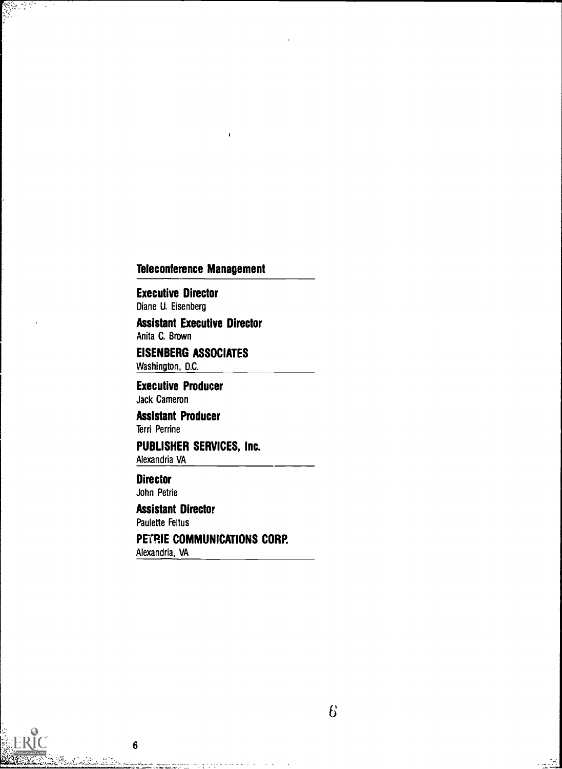## Teleconference Management

**Executive Director**
Diane U. Eisenberg

**Assistant Executive Director**
Anita C. Brown

**EISENBERG ASSOCIATES**
Washington, D.C.

**Executive Producer**
Jack Cameron

**Assistant Producer**
Terri Perrine

**PUBLISHER SERVICES, Inc.**
Alexandria VA

**Director**
John Petrie

**Assistant Director**
Paulette Feltus

**PETRIE COMMUNICATIONS CORP.**
Alexandria, VA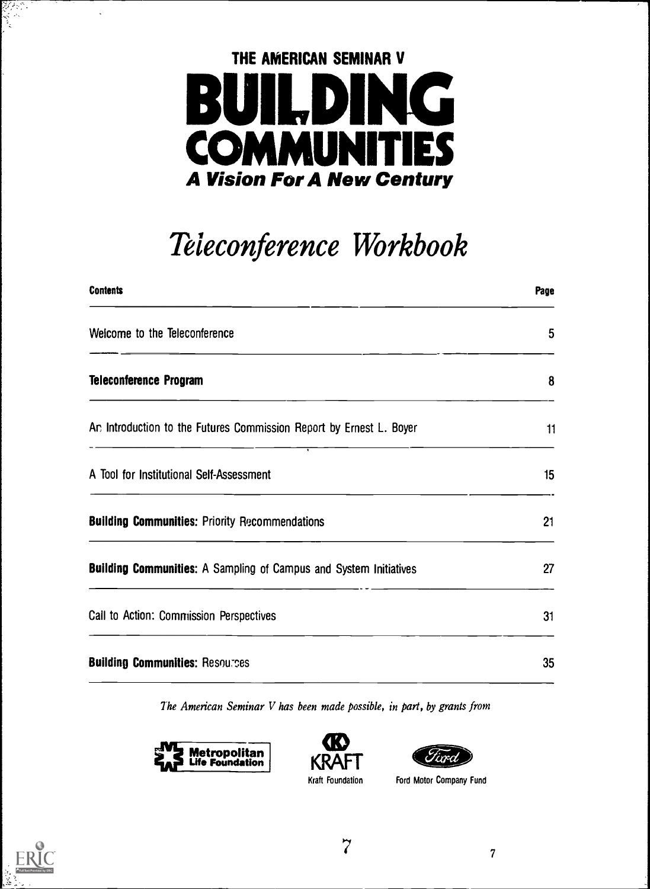THE AMERICAN SEMINAR V

# BUILDING COMMUNITIES

***A Vision For A New Century***

# *Teleconference Workbook*

| Contents | Page |
|---|---|
| Welcome to the Teleconference | 5 |
| **Teleconference Program** | 8 |
| An Introduction to the Futures Commission Report by Ernest L. Boyer | 11 |
| A Tool for Institutional Self-Assessment | 15 |
| **Building Communities:** Priority Recommendations | 21 |
| **Building Communities:** A Sampling of Campus and System Initiatives | 27 |
| Call to Action: Commission Perspectives | 31 |
| **Building Communities:** Resources | 35 |

*The American Seminar V has been made possible, in part, by grants from*

Metropolitan Life Foundation

Kraft Foundation

Ford Motor Company Fund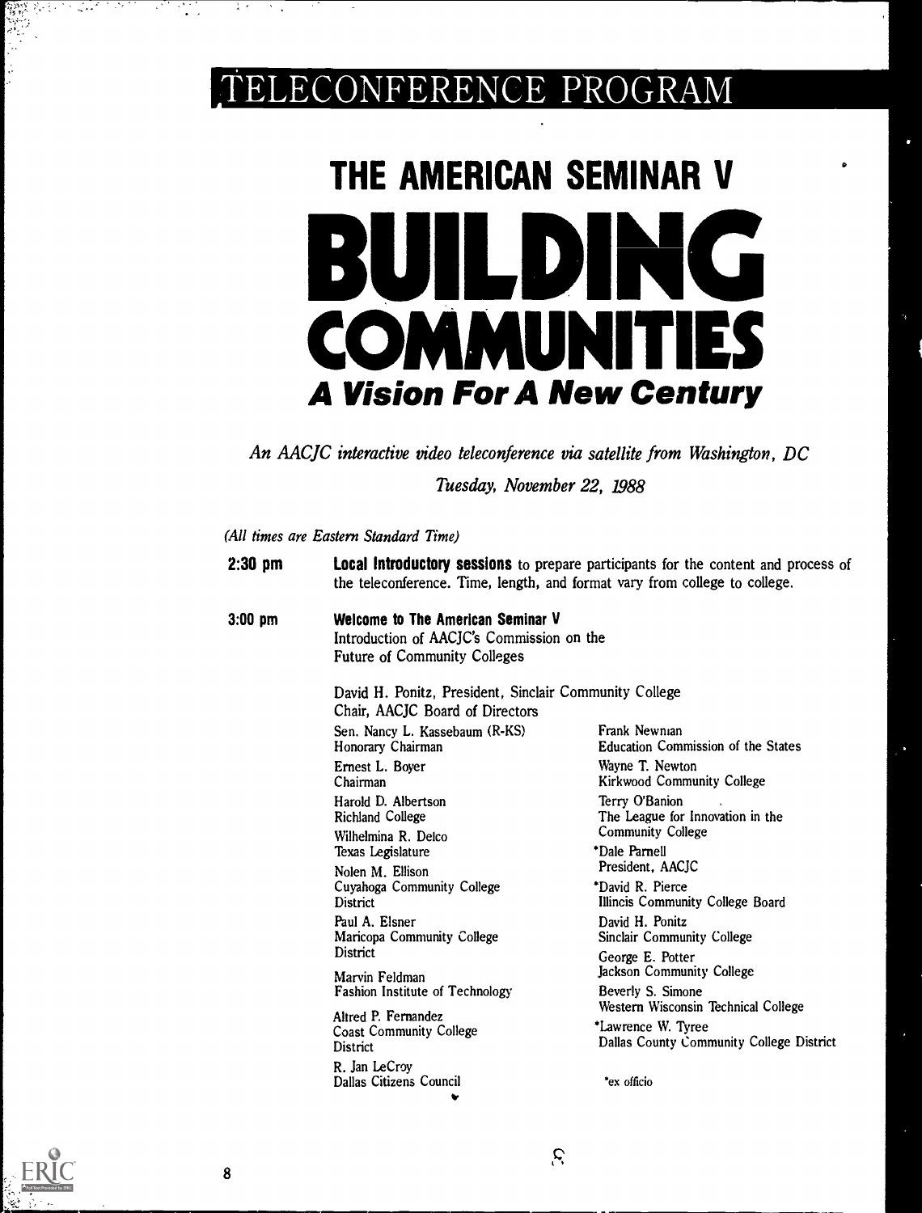# TELECONFERENCE PROGRAM

# THE AMERICAN SEMINAR V

# BUILDING COMMUNITIES

## *A Vision For A New Century*

*An AACJC interactive video teleconference via satellite from Washington, DC*

*Tuesday, November 22, 1988*

*(All times are Eastern Standard Time)*

**2:30 pm** — **Local Introductory sessions** to prepare participants for the content and process of the teleconference. Time, length, and format vary from college to college.

**3:00 pm** — **Welcome to The American Seminar V**
Introduction of AACJC's Commission on the Future of Community Colleges

David H. Ponitz, President, Sinclair Community College
Chair, AACJC Board of Directors

Sen. Nancy L. Kassebaum (R-KS)
Honorary Chairman

Ernest L. Boyer
Chairman

Harold D. Albertson
Richland College

Wilhelmina R. Delco
Texas Legislature

Nolen M. Ellison
Cuyahoga Community College District

Paul A. Elsner
Maricopa Community College District

Marvin Feldman
Fashion Institute of Technology

Alfred P. Fernandez
Coast Community College District

R. Jan LeCroy
Dallas Citizens Council

Frank Newman
Education Commission of the States

Wayne T. Newton
Kirkwood Community College

Terry O'Banion
The League for Innovation in the Community College

*Dale Parnell
President, AACJC

*David R. Pierce
Illinois Community College Board

David H. Ponitz
Sinclair Community College

George E. Potter
Jackson Community College

Beverly S. Simone
Western Wisconsin Technical College

*Lawrence W. Tyree
Dallas County Community College District

*ex officio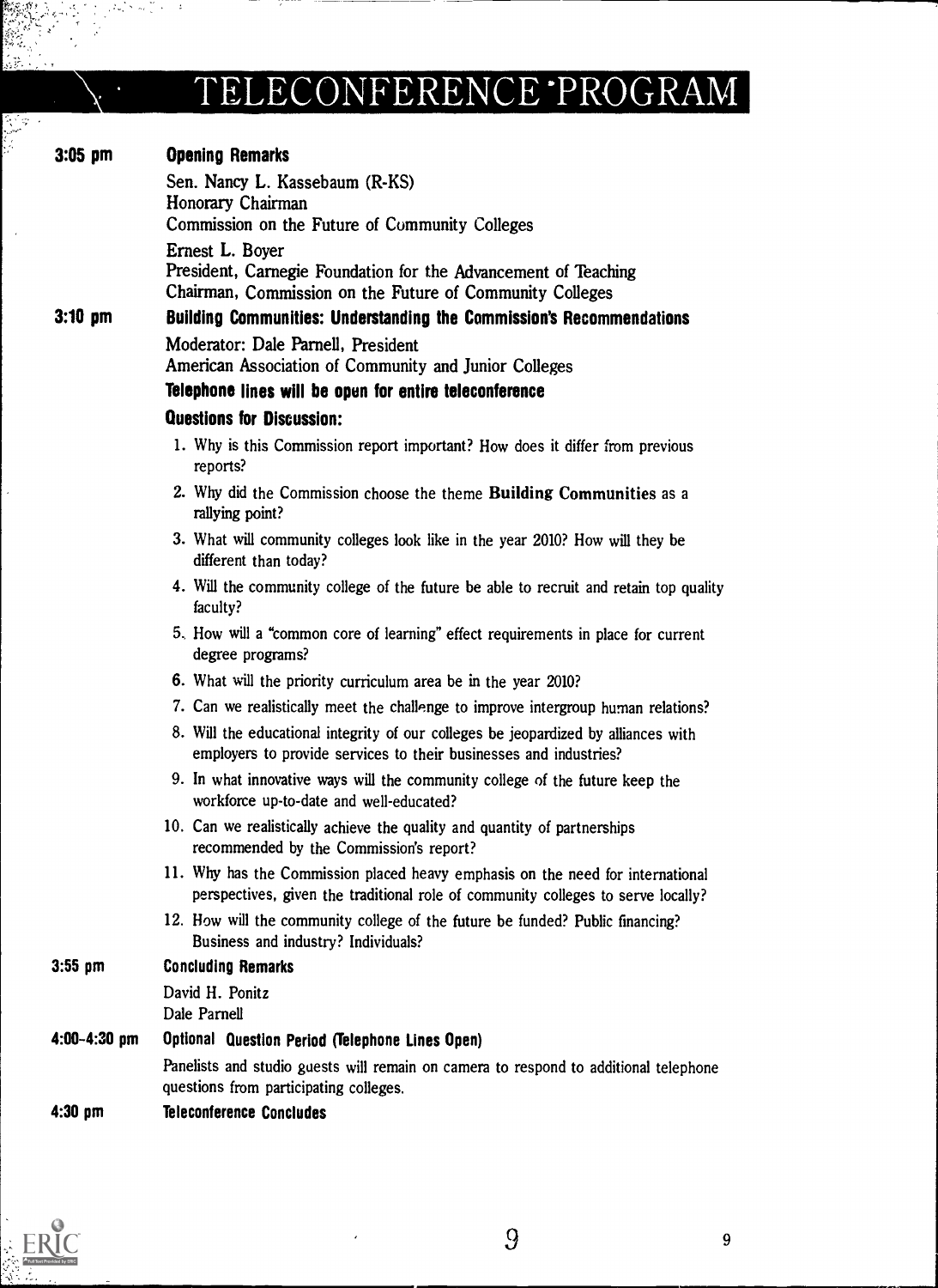# TELECONFERENCE PROGRAM

**3:05 pm** **Opening Remarks**

Sen. Nancy L. Kassebaum (R-KS)
Honorary Chairman
Commission on the Future of Community Colleges

Ernest L. Boyer
President, Carnegie Foundation for the Advancement of Teaching
Chairman, Commission on the Future of Community Colleges

**3:10 pm** **Building Communities: Understanding the Commission's Recommendations**

Moderator: Dale Parnell, President
American Association of Community and Junior Colleges

**Telephone lines will be open for entire teleconference**

**Questions for Discussion:**

1. Why is this Commission report important? How does it differ from previous reports?
2. Why did the Commission choose the theme **Building Communities** as a rallying point?
3. What will community colleges look like in the year 2010? How will they be different than today?
4. Will the community college of the future be able to recruit and retain top quality faculty?
5. How will a "common core of learning" effect requirements in place for current degree programs?
6. What will the priority curriculum area be in the year 2010?
7. Can we realistically meet the challenge to improve intergroup human relations?
8. Will the educational integrity of our colleges be jeopardized by alliances with employers to provide services to their businesses and industries?
9. In what innovative ways will the community college of the future keep the workforce up-to-date and well-educated?
10. Can we realistically achieve the quality and quantity of partnerships recommended by the Commission's report?
11. Why has the Commission placed heavy emphasis on the need for international perspectives, given the traditional role of community colleges to serve locally?
12. How will the community college of the future be funded? Public financing? Business and industry? Individuals?

**3:55 pm** **Concluding Remarks**

David H. Ponitz
Dale Parnell

**4:00–4:30 pm** **Optional Question Period (Telephone Lines Open)**

Panelists and studio guests will remain on camera to respond to additional telephone questions from participating colleges.

**4:30 pm** **Teleconference Concludes**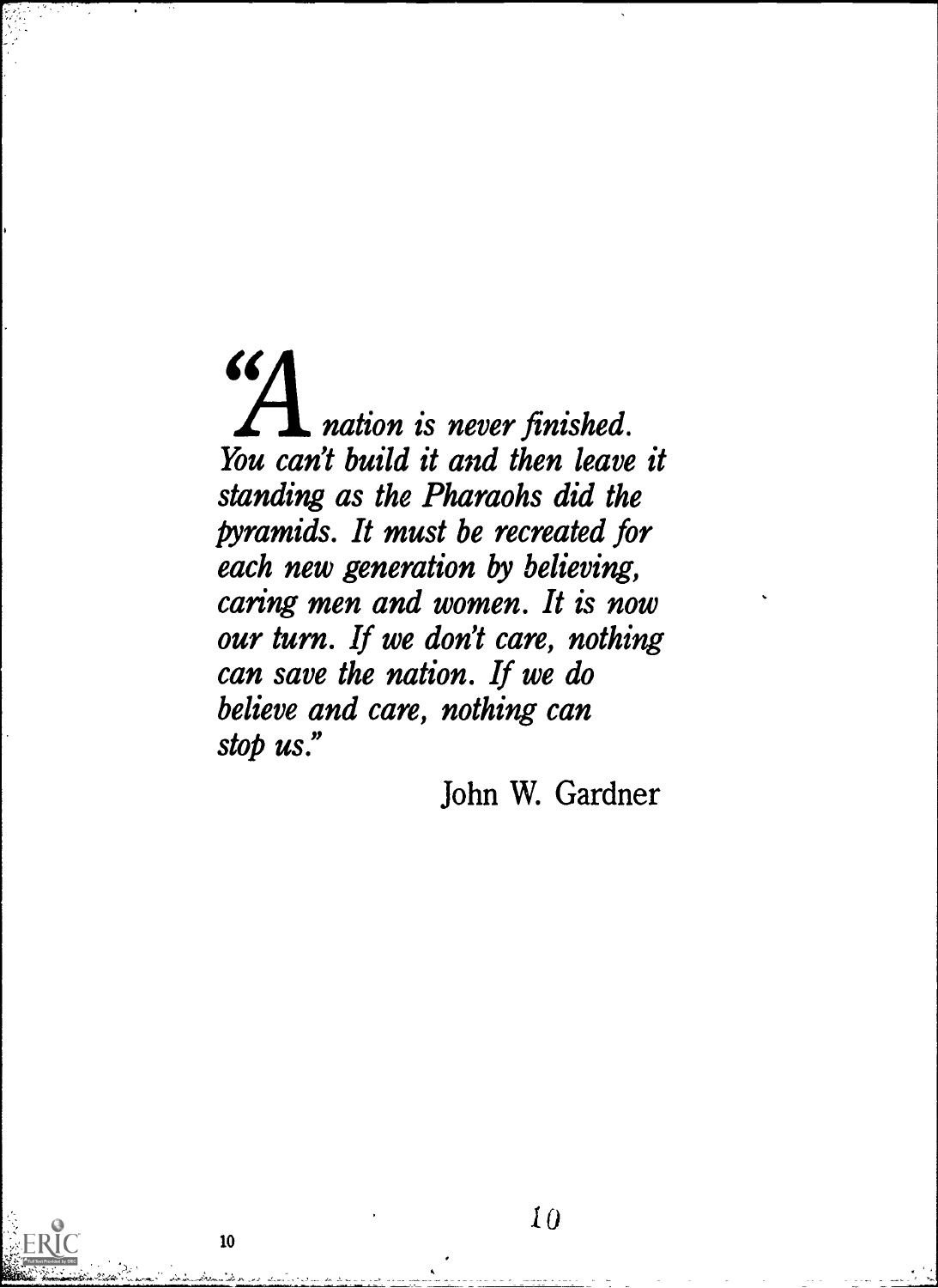*"A nation is never finished. You can't build it and then leave it standing as the Pharaohs did the pyramids. It must be recreated for each new generation by believing, caring men and women. It is now our turn. If we don't care, nothing can save the nation. If we do believe and care, nothing can stop us."*

John W. Gardner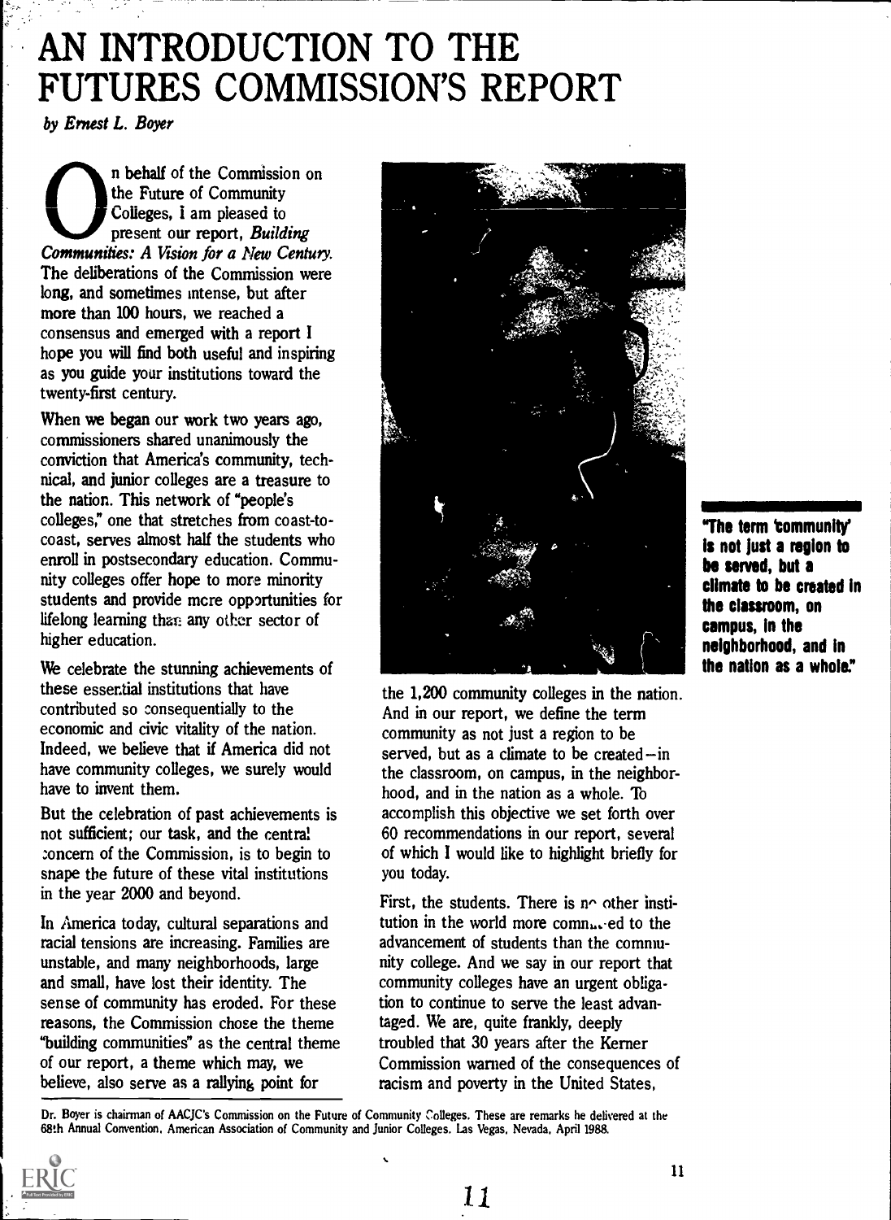# AN INTRODUCTION TO THE FUTURES COMMISSION'S REPORT

*by Ernest L. Boyer*

On behalf of the Commission on the Future of Community Colleges, I am pleased to present our report, *Building Communities: A Vision for a New Century.* The deliberations of the Commission were long, and sometimes intense, but after more than 100 hours, we reached a consensus and emerged with a report I hope you will find both useful and inspiring as you guide your institutions toward the twenty-first century.

When we began our work two years ago, commissioners shared unanimously the conviction that America's community, technical, and junior colleges are a treasure to the nation. This network of "people's colleges," one that stretches from coast-to-coast, serves almost half the students who enroll in postsecondary education. Community colleges offer hope to more minority students and provide more opportunities for lifelong learning than any other sector of higher education.

We celebrate the stunning achievements of these essential institutions that have contributed so consequentially to the economic and civic vitality of the nation. Indeed, we believe that if America did not have community colleges, we surely would have to invent them.

But the celebration of past achievements is not sufficient; our task, and the central concern of the Commission, is to begin to shape the future of these vital institutions in the year 2000 and beyond.

In America today, cultural separations and racial tensions are increasing. Families are unstable, and many neighborhoods, large and small, have lost their identity. The sense of community has eroded. For these reasons, the Commission chose the theme "building communities" as the central theme of our report, a theme which may, we believe, also serve as a rallying point for the 1,200 community colleges in the nation. And in our report, we define the term community as not just a region to be served, but as a climate to be created—in the classroom, on campus, in the neighborhood, and in the nation as a whole. To accomplish this objective we set forth over 60 recommendations in our report, several of which I would like to highlight briefly for you today.

**"The term 'community' is not just a region to be served, but a climate to be created in the classroom, on campus, in the neighborhood, and in the nation as a whole."**

First, the students. There is no other institution in the world more committed to the advancement of students than the community college. And we say in our report that community colleges have an urgent obligation to continue to serve the least advantaged. We are, quite frankly, deeply troubled that 30 years after the Kerner Commission warned of the consequences of racism and poverty in the United States,

Dr. Boyer is chairman of AACJC's Commission on the Future of Community Colleges. These are remarks he delivered at the 68th Annual Convention, American Association of Community and Junior Colleges, Las Vegas, Nevada, April 1988.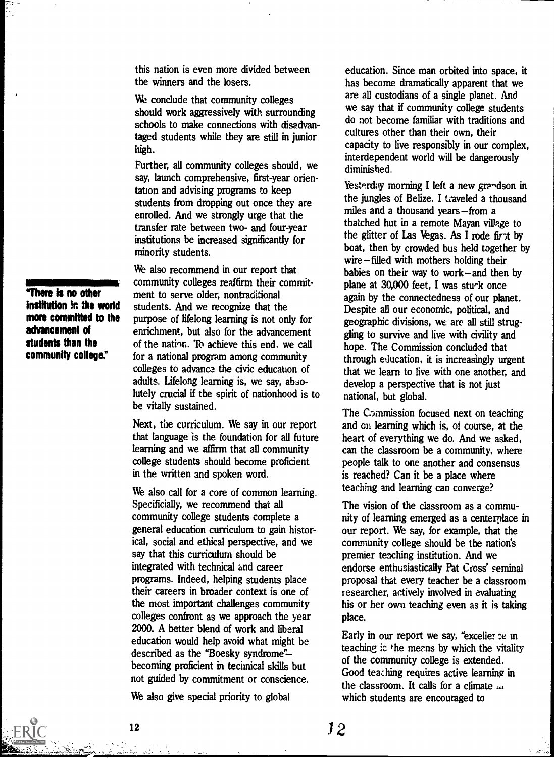this nation is even more divided between the winners and the losers.

We conclude that community colleges should work aggressively with surrounding schools to make connections with disadvantaged students while they are still in junior high.

Further, all community colleges should, we say, launch comprehensive, first-year orientation and advising programs to keep students from dropping out once they are enrolled. And we strongly urge that the transfer rate between two- and four-year institutions be increased significantly for minority students.

**"There is no other institution in the world more committed to the advancement of students than the community college."**

We also recommend in our report that community colleges reaffirm their commitment to serve older, nontraditional students. And we recognize that the purpose of lifelong learning is not only for enrichment, but also for the advancement of the nation. To achieve this end, we call for a national program among community colleges to advance the civic education of adults. Lifelong learning is, we say, absolutely crucial if the spirit of nationhood is to be vitally sustained.

Next, the curriculum. We say in our report that language is the foundation for all future learning and we affirm that all community college students should become proficient in the written and spoken word.

We also call for a core of common learning. Specificially, we recommend that all community college students complete a general education curriculum to gain historical, social and ethical perspective, and we say that this curriculum should be integrated with technical and career programs. Indeed, helping students place their careers in broader context is one of the most important challenges community colleges confront as we approach the year 2000. A better blend of work and liberal education would help avoid what might be described as the "Boesky syndrome"—becoming proficient in technical skills but not guided by commitment or conscience.

We also give special priority to global education. Since man orbited into space, it has become dramatically apparent that we are all custodians of a single planet. And we say that if community college students do not become familiar with traditions and cultures other than their own, their capacity to live responsibly in our complex, interdependent world will be dangerously diminished.

Yesterday morning I left a new grandson in the jungles of Belize. I traveled a thousand miles and a thousand years—from a thatched hut in a remote Mayan village to the glitter of Las Vegas. As I rode first by boat, then by crowded bus held together by wire—filled with mothers holding their babies on their way to work—and then by plane at 30,000 feet, I was struck once again by the connectedness of our planet. Despite all our economic, political, and geographic divisions, we are all still struggling to survive and live with civility and hope. The Commission concluded that through education, it is increasingly urgent that we learn to live with one another, and develop a perspective that is not just national, but global.

The Commission focused next on teaching and on learning which is, of course, at the heart of everything we do. And we asked, can the classroom be a community, where people talk to one another and consensus is reached? Can it be a place where teaching and learning can converge?

The vision of the classroom as a community of learning emerged as a centerplace in our report. We say, for example, that the community college should be the nation's premier teaching institution. And we endorse enthusiastically Pat Cross' seminal proposal that every teacher be a classroom researcher, actively involved in evaluating his or her own teaching even as it is taking place.

Early in our report we say, "excellence in teaching is the means by which the vitality of the community college is extended. Good teaching requires active learning in the classroom. It calls for a climate in which students are encouraged to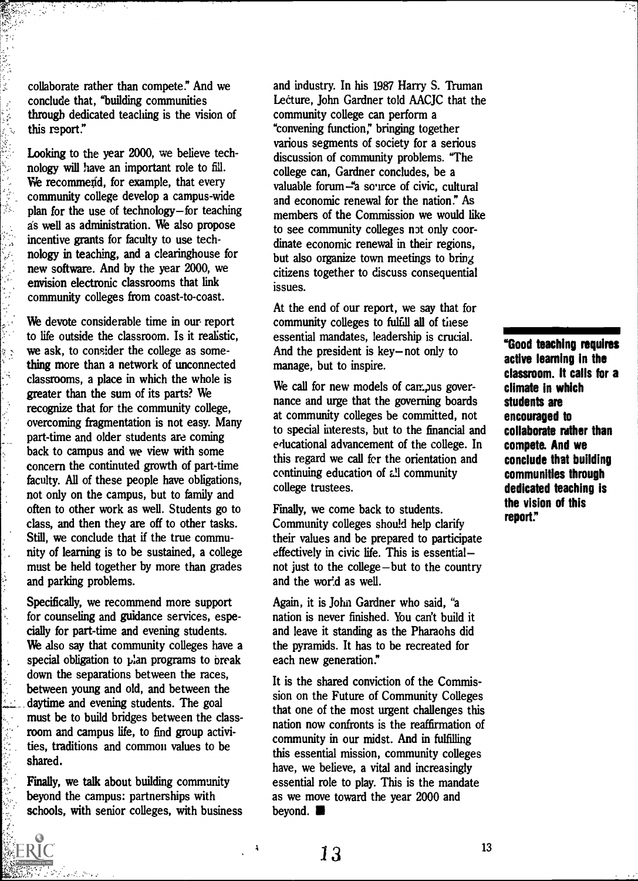collaborate rather than compete." And we conclude that, "building communities through dedicated teaching is the vision of this report."

Looking to the year 2000, we believe technology will have an important role to fill. We recommend, for example, that every community college develop a campus-wide plan for the use of technology—for teaching as well as administration. We also propose incentive grants for faculty to use technology in teaching, and a clearinghouse for new software. And by the year 2000, we envision electronic classrooms that link community colleges from coast-to-coast.

We devote considerable time in our report to life outside the classroom. Is it realistic, we ask, to consider the college as something more than a network of unconnected classrooms, a place in which the whole is greater than the sum of its parts? We recognize that for the community college, overcoming fragmentation is not easy. Many part-time and older students are coming back to campus and we view with some concern the continued growth of part-time faculty. All of these people have obligations, not only on the campus, but to family and often to other work as well. Students go to class, and then they are off to other tasks. Still, we conclude that if the true community of learning is to be sustained, a college must be held together by more than grades and parking problems.

Specifically, we recommend more support for counseling and guidance services, especially for part-time and evening students. We also say that community colleges have a special obligation to plan programs to break down the separations between the races, between young and old, and between the daytime and evening students. The goal must be to build bridges between the classroom and campus life, to find group activities, traditions and common values to be shared.

Finally, we talk about building community beyond the campus: partnerships with schools, with senior colleges, with business and industry. In his 1987 Harry S. Truman Lecture, John Gardner told AACJC that the community college can perform a "convening function," bringing together various segments of society for a serious discussion of community problems. "The college can, Gardner concludes, be a valuable forum—"a source of civic, cultural and economic renewal for the nation." As members of the Commission we would like to see community colleges not only coordinate economic renewal in their regions, but also organize town meetings to bring citizens together to discuss consequential issues.

At the end of our report, we say that for community colleges to fulfill all of these essential mandates, leadership is crucial. And the president is key—not only to manage, but to inspire.

We call for new models of campus governance and urge that the governing boards at community colleges be committed, not to special interests, but to the financial and educational advancement of the college. In this regard we call for the orientation and continuing education of all community college trustees.

Finally, we come back to students. Community colleges should help clarify their values and be prepared to participate effectively in civic life. This is essential—not just to the college—but to the country and the world as well.

Again, it is John Gardner who said, "a nation is never finished. You can't build it and leave it standing as the Pharaohs did the pyramids. It has to be recreated for each new generation."

It is the shared conviction of the Commission on the Future of Community Colleges that one of the most urgent challenges this nation now confronts is the reaffirmation of community in our midst. And in fulfilling this essential mission, community colleges have, we believe, a vital and increasingly essential role to play. This is the mandate as we move toward the year 2000 and beyond. ■

**"Good teaching requires active learning in the classroom. It calls for a climate in which students are encouraged to collaborate rather than compete. And we conclude that building communities through dedicated teaching is the vision of this report."**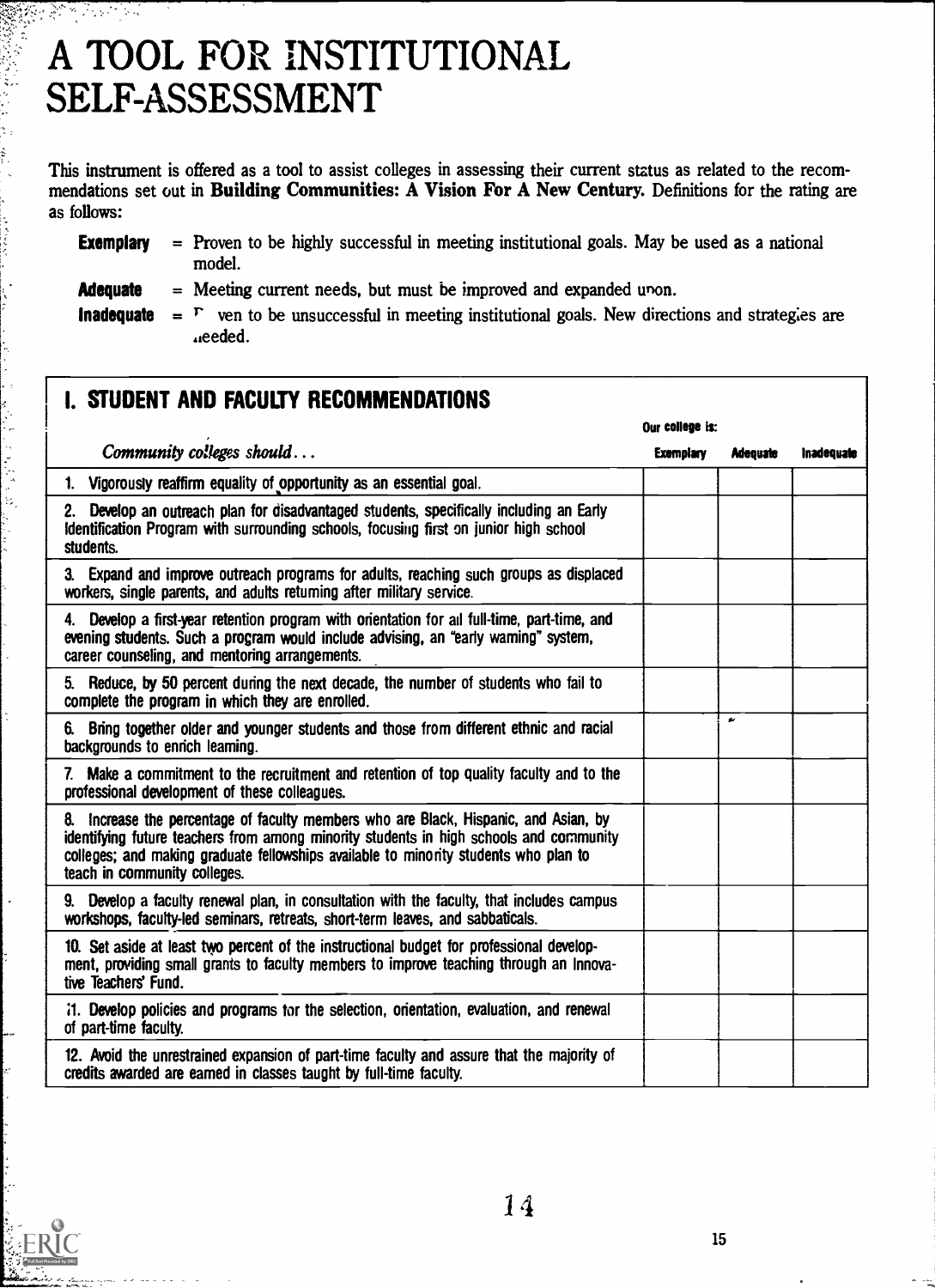# A TOOL FOR INSTITUTIONAL SELF-ASSESSMENT

This instrument is offered as a tool to assist colleges in assessing their current status as related to the recommendations set out in **Building Communities: A Vision For A New Century.** Definitions for the rating are as follows:

**Exemplary** = Proven to be highly successful in meeting institutional goals. May be used as a national model.

**Adequate** = Meeting current needs, but must be improved and expanded upon.

**Inadequate** = Proven to be unsuccessful in meeting institutional goals. New directions and strategies are needed.

## I. STUDENT AND FACULTY RECOMMENDATIONS

| *Community colleges should...* | Our college is: Exemplary | Adequate | Inadequate |
|---|---|---|---|
| 1. Vigorously reaffirm equality of opportunity as an essential goal. | | | |
| 2. Develop an outreach plan for disadvantaged students, specifically including an Early Identification Program with surrounding schools, focusing first on junior high school students. | | | |
| 3. Expand and improve outreach programs for adults, reaching such groups as displaced workers, single parents, and adults returning after military service. | | | |
| 4. Develop a first-year retention program with orientation for all full-time, part-time, and evening students. Such a program would include advising, an "early warning" system, career counseling, and mentoring arrangements. | | | |
| 5. Reduce, by 50 percent during the next decade, the number of students who fail to complete the program in which they are enrolled. | | | |
| 6. Bring together older and younger students and those from different ethnic and racial backgrounds to enrich learning. | | | |
| 7. Make a commitment to the recruitment and retention of top quality faculty and to the professional development of these colleagues. | | | |
| 8. Increase the percentage of faculty members who are Black, Hispanic, and Asian, by identifying future teachers from among minority students in high schools and community colleges; and making graduate fellowships available to minority students who plan to teach in community colleges. | | | |
| 9. Develop a faculty renewal plan, in consultation with the faculty, that includes campus workshops, faculty-led seminars, retreats, short-term leaves, and sabbaticals. | | | |
| 10. Set aside at least two percent of the instructional budget for professional development, providing small grants to faculty members to improve teaching through an Innovative Teachers' Fund. | | | |
| 11. Develop policies and programs for the selection, orientation, evaluation, and renewal of part-time faculty. | | | |
| 12. Avoid the unrestrained expansion of part-time faculty and assure that the majority of credits awarded are earned in classes taught by full-time faculty. | | | |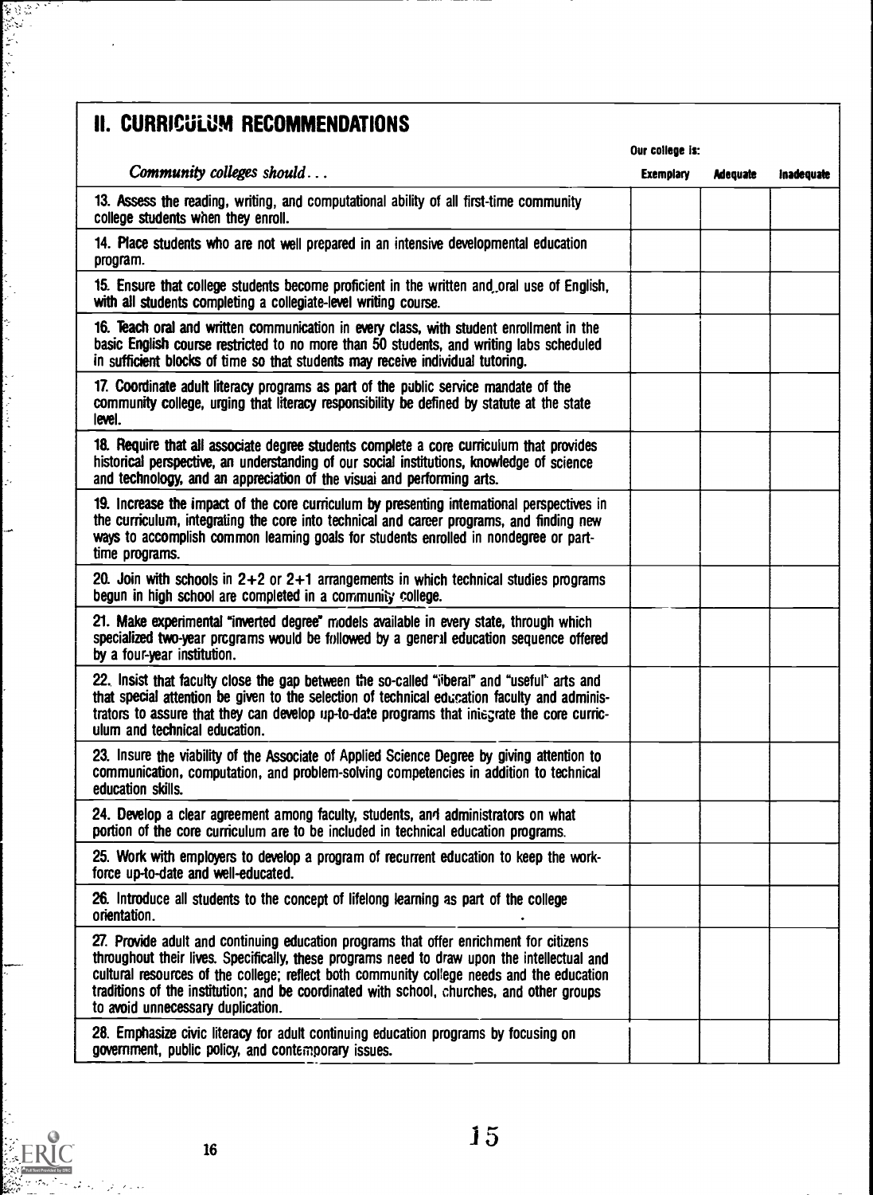## II. CURRICULUM RECOMMENDATIONS

| *Community colleges should...* | Our college is: Exemplary | Adequate | Inadequate |
|---|---|---|---|
| 13. Assess the reading, writing, and computational ability of all first-time community college students when they enroll. | | | |
| 14. Place students who are not well prepared in an intensive developmental education program. | | | |
| 15. Ensure that college students become proficient in the written and oral use of English, with all students completing a collegiate-level writing course. | | | |
| 16. Teach oral and written communication in every class, with student enrollment in the basic English course restricted to no more than 50 students, and writing labs scheduled in sufficient blocks of time so that students may receive individual tutoring. | | | |
| 17. Coordinate adult literacy programs as part of the public service mandate of the community college, urging that literacy responsibility be defined by statute at the state level. | | | |
| 18. Require that all associate degree students complete a core curriculum that provides historical perspective, an understanding of our social institutions, knowledge of science and technology, and an appreciation of the visual and performing arts. | | | |
| 19. Increase the impact of the core curriculum by presenting international perspectives in the curriculum, integrating the core into technical and career programs, and finding new ways to accomplish common learning goals for students enrolled in nondegree or part-time programs. | | | |
| 20. Join with schools in 2+2 or 2+1 arrangements in which technical studies programs begun in high school are completed in a community college. | | | |
| 21. Make experimental "inverted degree" models available in every state, through which specialized two-year programs would be followed by a general education sequence offered by a four-year institution. | | | |
| 22. Insist that faculty close the gap between the so-called "liberal" and "useful" arts and that special attention be given to the selection of technical education faculty and administrators to assure that they can develop up-to-date programs that integrate the core curriculum and technical education. | | | |
| 23. Insure the viability of the Associate of Applied Science Degree by giving attention to communication, computation, and problem-solving competencies in addition to technical education skills. | | | |
| 24. Develop a clear agreement among faculty, students, and administrators on what portion of the core curriculum are to be included in technical education programs. | | | |
| 25. Work with employers to develop a program of recurrent education to keep the workforce up-to-date and well-educated. | | | |
| 26. Introduce all students to the concept of lifelong learning as part of the college orientation. | | | |
| 27. Provide adult and continuing education programs that offer enrichment for citizens throughout their lives. Specifically, these programs need to draw upon the intellectual and cultural resources of the college; reflect both community college needs and the education traditions of the institution; and be coordinated with school, churches, and other groups to avoid unnecessary duplication. | | | |
| 28. Emphasize civic literacy for adult continuing education programs by focusing on government, public policy, and contemporary issues. | | | |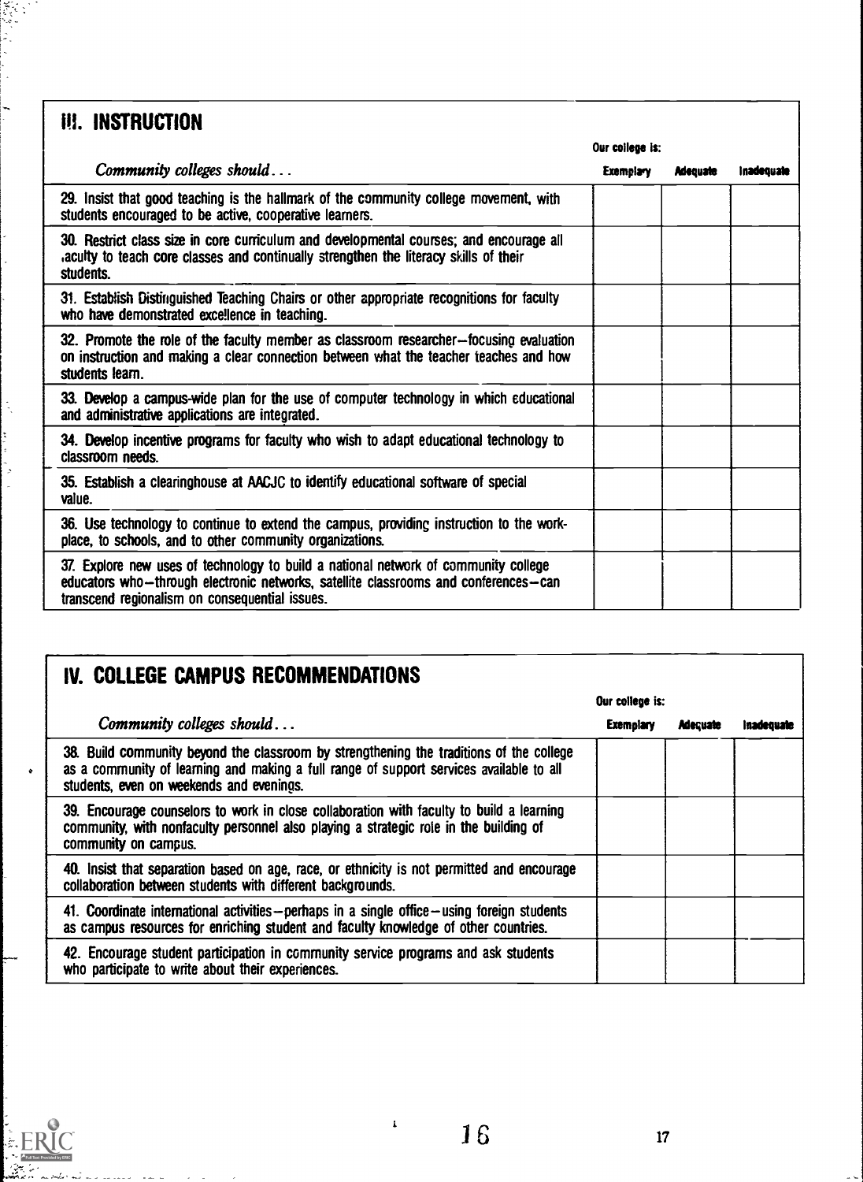## III. INSTRUCTION

| *Community colleges should...* | Our college is: Exemplary | Adequate | Inadequate |
|---|---|---|---|
| 29. Insist that good teaching is the hallmark of the community college movement, with students encouraged to be active, cooperative learners. | | | |
| 30. Restrict class size in core curriculum and developmental courses; and encourage all faculty to teach core classes and continually strengthen the literacy skills of their students. | | | |
| 31. Establish Distinguished Teaching Chairs or other appropriate recognitions for faculty who have demonstrated excellence in teaching. | | | |
| 32. Promote the role of the faculty member as classroom researcher—focusing evaluation on instruction and making a clear connection between what the teacher teaches and how students learn. | | | |
| 33. Develop a campus-wide plan for the use of computer technology in which educational and administrative applications are integrated. | | | |
| 34. Develop incentive programs for faculty who wish to adapt educational technology to classroom needs. | | | |
| 35. Establish a clearinghouse at AACJC to identify educational software of special value. | | | |
| 36. Use technology to continue to extend the campus, providing instruction to the workplace, to schools, and to other community organizations. | | | |
| 37. Explore new uses of technology to build a national network of community college educators who—through electronic networks, satellite classrooms and conferences—can transcend regionalism on consequential issues. | | | |

## IV. COLLEGE CAMPUS RECOMMENDATIONS

| *Community colleges should...* | Our college is: Exemplary | Adequate | Inadequate |
|---|---|---|---|
| 38. Build community beyond the classroom by strengthening the traditions of the college as a community of learning and making a full range of support services available to all students, even on weekends and evenings. | | | |
| 39. Encourage counselors to work in close collaboration with faculty to build a learning community, with nonfaculty personnel also playing a strategic role in the building of community on campus. | | | |
| 40. Insist that separation based on age, race, or ethnicity is not permitted and encourage collaboration between students with different backgrounds. | | | |
| 41. Coordinate international activities—perhaps in a single office—using foreign students as campus resources for enriching student and faculty knowledge of other countries. | | | |
| 42. Encourage student participation in community service programs and ask students who participate to write about their experiences. | | | |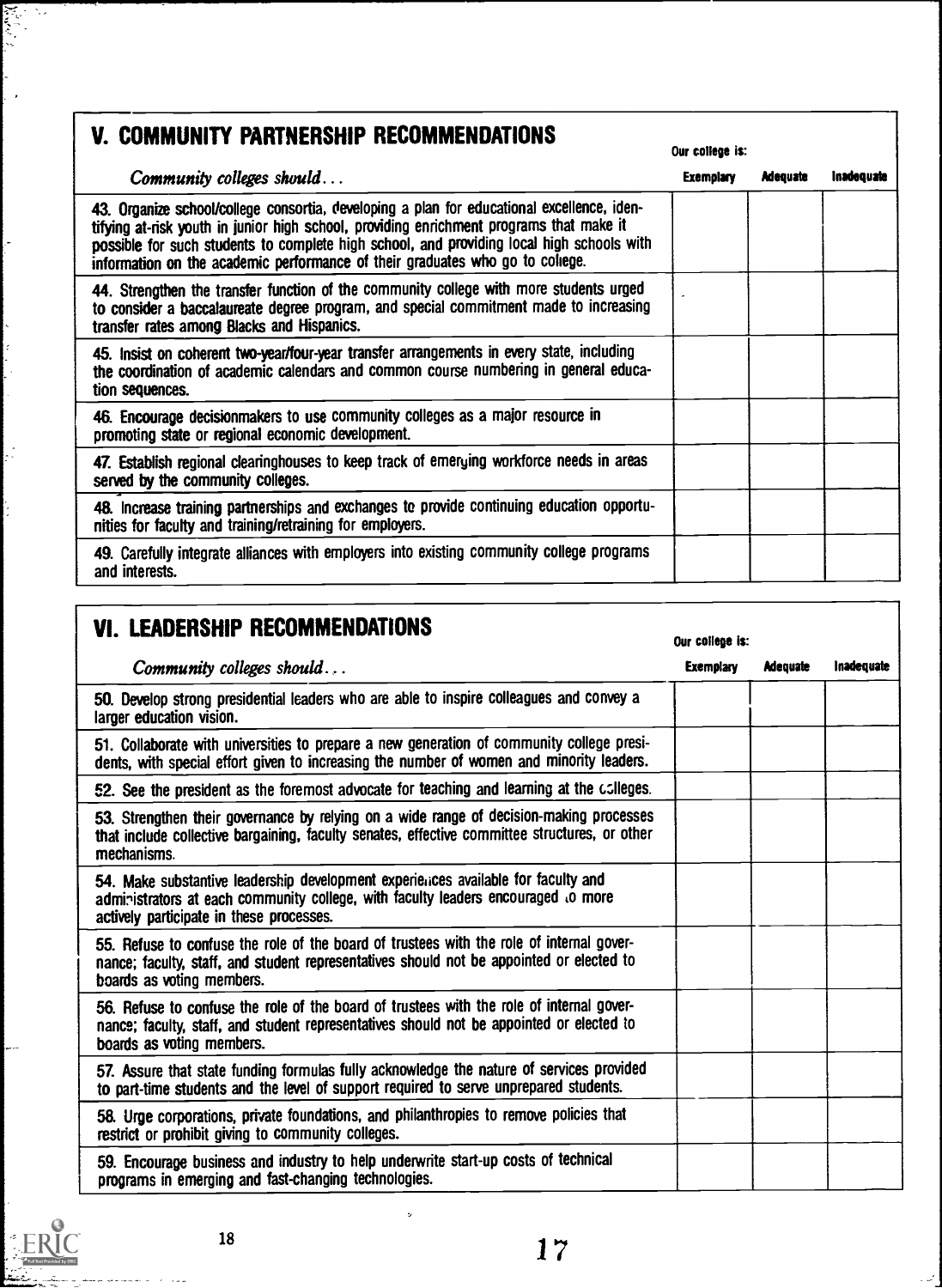## V. COMMUNITY PARTNERSHIP RECOMMENDATIONS

| *Community colleges should...* | Our college is: Exemplary | Adequate | Inadequate |
|---|---|---|---|
| 43. Organize school/college consortia, developing a plan for educational excellence, identifying at-risk youth in junior high school, providing enrichment programs that make it possible for such students to complete high school, and providing local high schools with information on the academic performance of their graduates who go to college. | | | |
| 44. Strengthen the transfer function of the community college with more students urged to consider a baccalaureate degree program, and special commitment made to increasing transfer rates among Blacks and Hispanics. | | | |
| 45. Insist on coherent two-year/four-year transfer arrangements in every state, including the coordination of academic calendars and common course numbering in general education sequences. | | | |
| 46. Encourage decisionmakers to use community colleges as a major resource in promoting state or regional economic development. | | | |
| 47. Establish regional clearinghouses to keep track of emerging workforce needs in areas served by the community colleges. | | | |
| 48. Increase training partnerships and exchanges to provide continuing education opportunities for faculty and training/retraining for employers. | | | |
| 49. Carefully integrate alliances with employers into existing community college programs and interests. | | | |

## VI. LEADERSHIP RECOMMENDATIONS

| *Community colleges should...* | Our college is: Exemplary | Adequate | Inadequate |
|---|---|---|---|
| 50. Develop strong presidential leaders who are able to inspire colleagues and convey a larger education vision. | | | |
| 51. Collaborate with universities to prepare a new generation of community college presidents, with special effort given to increasing the number of women and minority leaders. | | | |
| 52. See the president as the foremost advocate for teaching and learning at the colleges. | | | |
| 53. Strengthen their governance by relying on a wide range of decision-making processes that include collective bargaining, faculty senates, effective committee structures, or other mechanisms. | | | |
| 54. Make substantive leadership development experiences available for faculty and administrators at each community college, with faculty leaders encouraged to more actively participate in these processes. | | | |
| 55. Refuse to confuse the role of the board of trustees with the role of internal governance; faculty, staff, and student representatives should not be appointed or elected to boards as voting members. | | | |
| 56. Refuse to confuse the role of the board of trustees with the role of internal governance; faculty, staff, and student representatives should not be appointed or elected to boards as voting members. | | | |
| 57. Assure that state funding formulas fully acknowledge the nature of services provided to part-time students and the level of support required to serve unprepared students. | | | |
| 58. Urge corporations, private foundations, and philanthropies to remove policies that restrict or prohibit giving to community colleges. | | | |
| 59. Encourage business and industry to help underwrite start-up costs of technical programs in emerging and fast-changing technologies. | | | |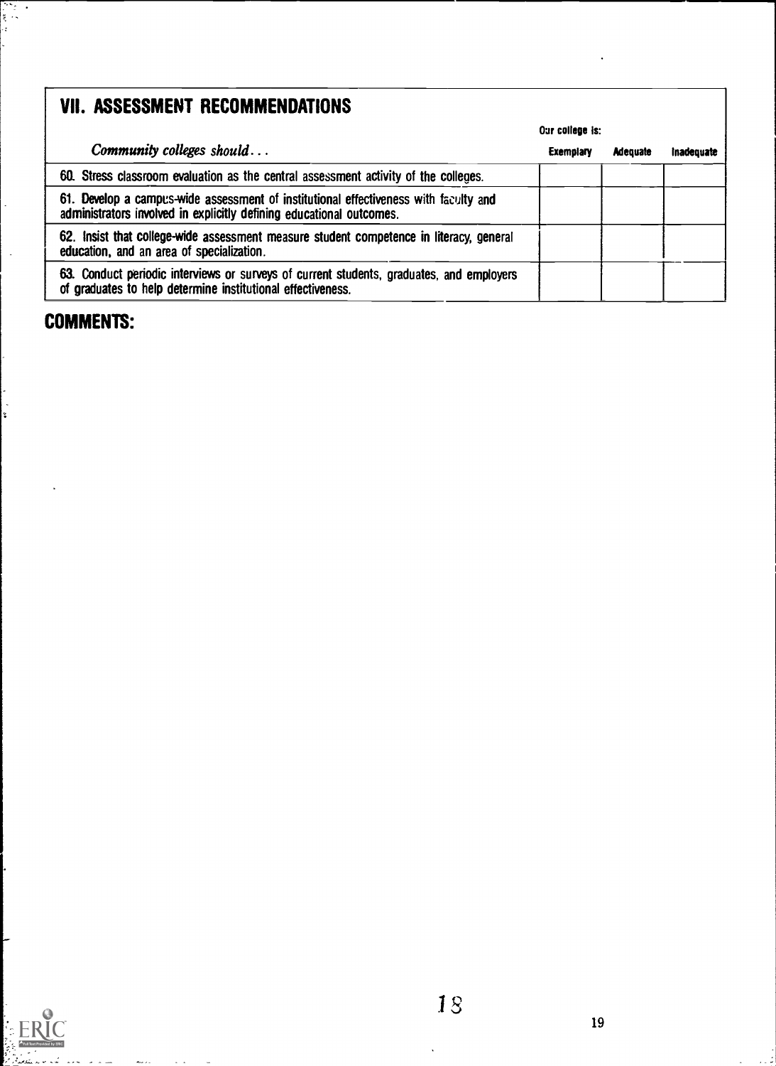## VII. ASSESSMENT RECOMMENDATIONS

| *Community colleges should...* | Our college is: Exemplary | Adequate | Inadequate |
|---|---|---|---|
| 60. Stress classroom evaluation as the central assessment activity of the colleges. | | | |
| 61. Develop a campus-wide assessment of institutional effectiveness with faculty and administrators involved in explicitly defining educational outcomes. | | | |
| 62. Insist that college-wide assessment measure student competence in literacy, general education, and an area of specialization. | | | |
| 63. Conduct periodic interviews or surveys of current students, graduates, and employers of graduates to help determine institutional effectiveness. | | | |

## COMMENTS: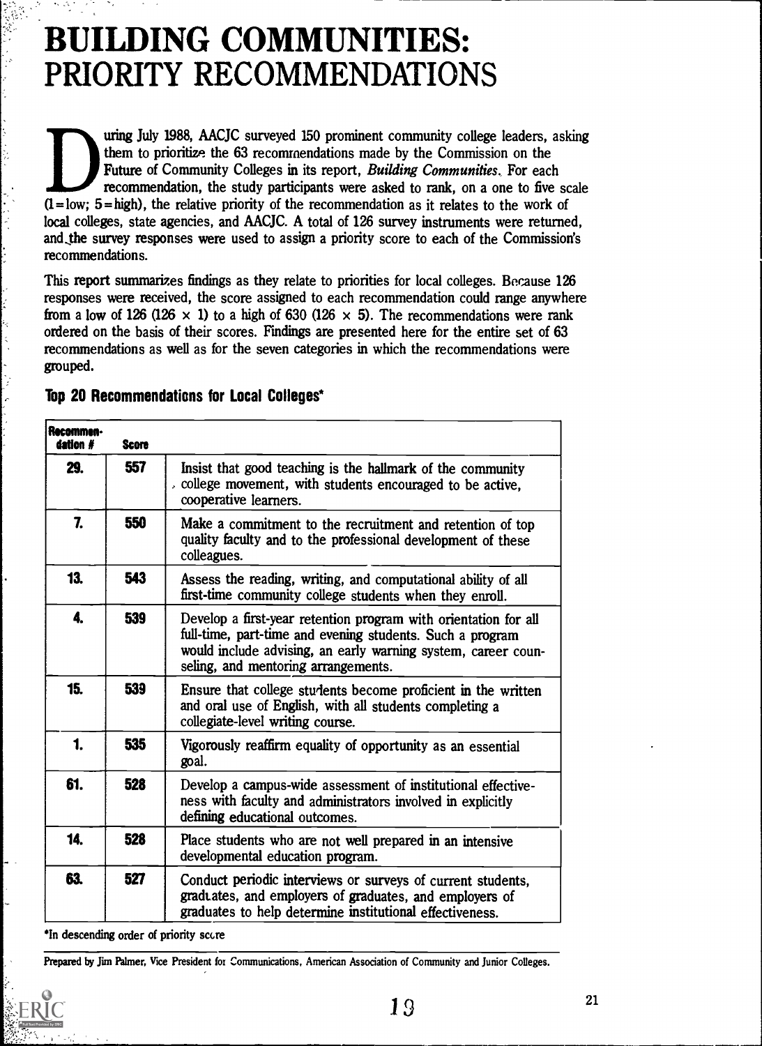# BUILDING COMMUNITIES: PRIORITY RECOMMENDATIONS

During July 1988, AACJC surveyed 150 prominent community college leaders, asking them to prioritize the 63 recommendations made by the Commission on the Future of Community Colleges in its report, *Building Communities*. For each recommendation, the study participants were asked to rank, on a one to five scale (1 = low; 5 = high), the relative priority of the recommendation as it relates to the work of local colleges, state agencies, and AACJC. A total of 126 survey instruments were returned, and the survey responses were used to assign a priority score to each of the Commission's recommendations.

This report summarizes findings as they relate to priorities for local colleges. Because 126 responses were received, the score assigned to each recommendation could range anywhere from a low of 126 (126 × 1) to a high of 630 (126 × 5). The recommendations were rank ordered on the basis of their scores. Findings are presented here for the entire set of 63 recommendations as well as for the seven categories in which the recommendations were grouped.

## Top 20 Recommendations for Local Colleges*

| Recommendation # | Score | |
|---|---|---|
| 29. | 557 | Insist that good teaching is the hallmark of the community college movement, with students encouraged to be active, cooperative learners. |
| 7. | 550 | Make a commitment to the recruitment and retention of top quality faculty and to the professional development of these colleagues. |
| 13. | 543 | Assess the reading, writing, and computational ability of all first-time community college students when they enroll. |
| 4. | 539 | Develop a first-year retention program with orientation for all full-time, part-time and evening students. Such a program would include advising, an early warning system, career counseling, and mentoring arrangements. |
| 15. | 539 | Ensure that college students become proficient in the written and oral use of English, with all students completing a collegiate-level writing course. |
| 1. | 535 | Vigorously reaffirm equality of opportunity as an essential goal. |
| 61. | 528 | Develop a campus-wide assessment of institutional effectiveness with faculty and administrators involved in explicitly defining educational outcomes. |
| 14. | 528 | Place students who are not well prepared in an intensive developmental education program. |
| 63. | 527 | Conduct periodic interviews or surveys of current students, graduates, and employers of graduates, and employers of graduates to help determine institutional effectiveness. |

*In descending order of priority score

Prepared by Jim Palmer, Vice President for Communications, American Association of Community and Junior Colleges.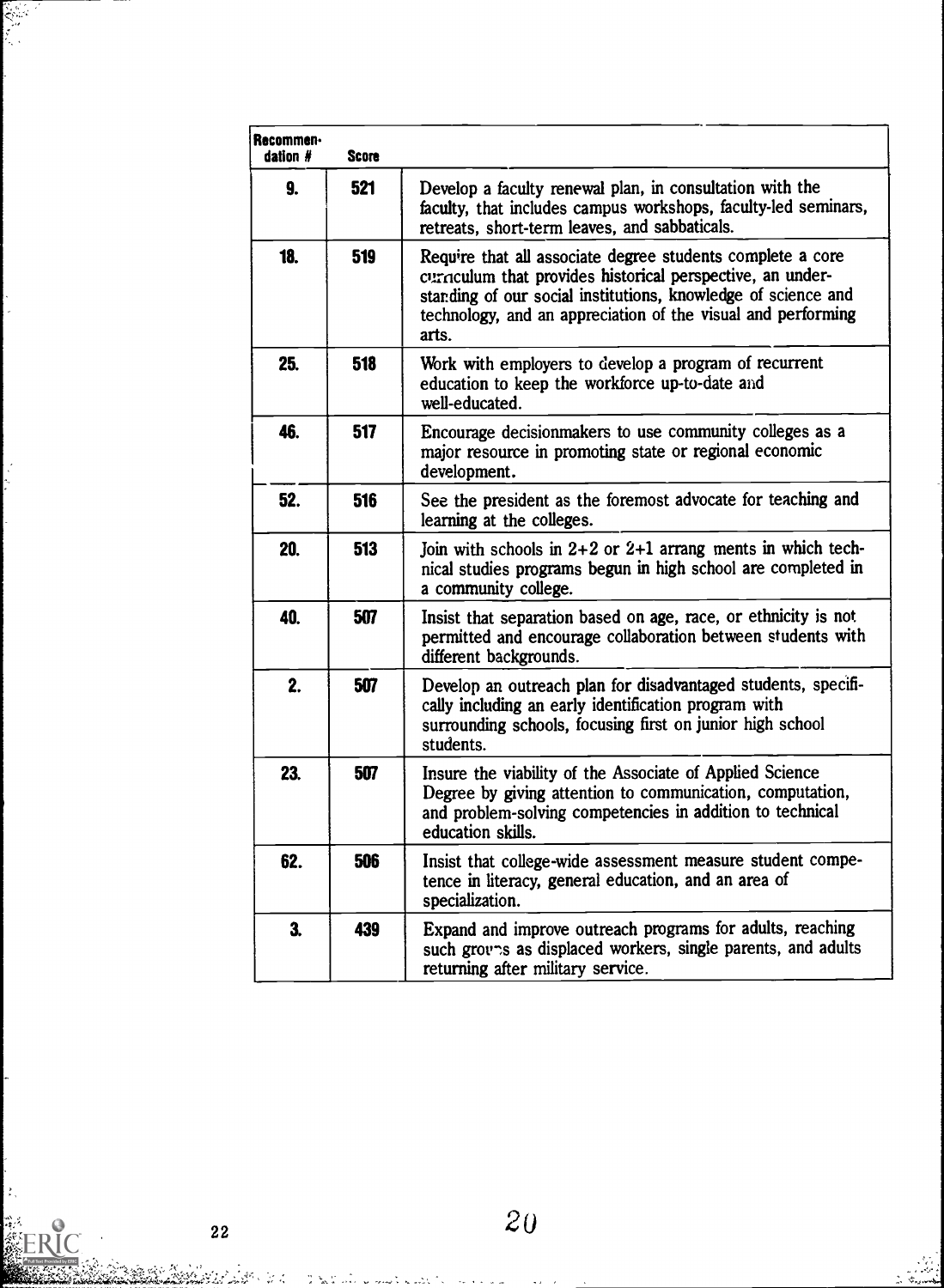| Recommendation # | Score | |
|---|---|---|
| 9. | 521 | Develop a faculty renewal plan, in consultation with the faculty, that includes campus workshops, faculty-led seminars, retreats, short-term leaves, and sabbaticals. |
| 18. | 519 | Require that all associate degree students complete a core curriculum that provides historical perspective, an understanding of our social institutions, knowledge of science and technology, and an appreciation of the visual and performing arts. |
| 25. | 518 | Work with employers to develop a program of recurrent education to keep the workforce up-to-date and well-educated. |
| 46. | 517 | Encourage decisionmakers to use community colleges as a major resource in promoting state or regional economic development. |
| 52. | 516 | See the president as the foremost advocate for teaching and learning at the colleges. |
| 20. | 513 | Join with schools in 2+2 or 2+1 arrang ments in which technical studies programs begun in high school are completed in a community college. |
| 40. | 507 | Insist that separation based on age, race, or ethnicity is not permitted and encourage collaboration between students with different backgrounds. |
| 2. | 507 | Develop an outreach plan for disadvantaged students, specifically including an early identification program with surrounding schools, focusing first on junior high school students. |
| 23. | 507 | Insure the viability of the Associate of Applied Science Degree by giving attention to communication, computation, and problem-solving competencies in addition to technical education skills. |
| 62. | 506 | Insist that college-wide assessment measure student competence in literacy, general education, and an area of specialization. |
| 3. | 439 | Expand and improve outreach programs for adults, reaching such groups as displaced workers, single parents, and adults returning after military service. |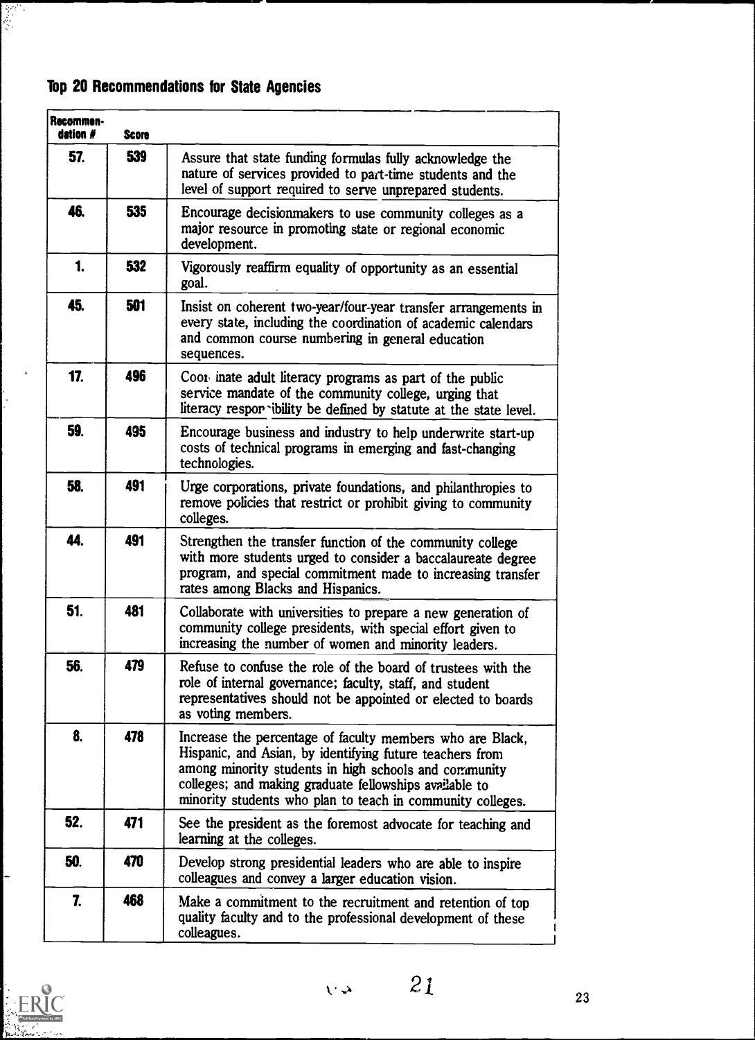## Top 20 Recommendations for State Agencies

| Recommendation # | Score | |
|---|---|---|
| 57. | 539 | Assure that state funding formulas fully acknowledge the nature of services provided to part-time students and the level of support required to serve unprepared students. |
| 46. | 535 | Encourage decisionmakers to use community colleges as a major resource in promoting state or regional economic development. |
| 1. | 532 | Vigorously reaffirm equality of opportunity as an essential goal. |
| 45. | 501 | Insist on coherent two-year/four-year transfer arrangements in every state, including the coordination of academic calendars and common course numbering in general education sequences. |
| 17. | 496 | Coordinate adult literacy programs as part of the public service mandate of the community college, urging that literacy responsibility be defined by statute at the state level. |
| 59. | 495 | Encourage business and industry to help underwrite start-up costs of technical programs in emerging and fast-changing technologies. |
| 58. | 491 | Urge corporations, private foundations, and philanthropies to remove policies that restrict or prohibit giving to community colleges. |
| 44. | 491 | Strengthen the transfer function of the community college with more students urged to consider a baccalaureate degree program, and special commitment made to increasing transfer rates among Blacks and Hispanics. |
| 51. | 481 | Collaborate with universities to prepare a new generation of community college presidents, with special effort given to increasing the number of women and minority leaders. |
| 56. | 479 | Refuse to confuse the role of the board of trustees with the role of internal governance; faculty, staff, and student representatives should not be appointed or elected to boards as voting members. |
| 8. | 478 | Increase the percentage of faculty members who are Black, Hispanic, and Asian, by identifying future teachers from among minority students in high schools and community colleges; and making graduate fellowships available to minority students who plan to teach in community colleges. |
| 52. | 471 | See the president as the foremost advocate for teaching and learning at the colleges. |
| 50. | 470 | Develop strong presidential leaders who are able to inspire colleagues and convey a larger education vision. |
| 7. | 468 | Make a commitment to the recruitment and retention of top quality faculty and to the professional development of these colleagues. |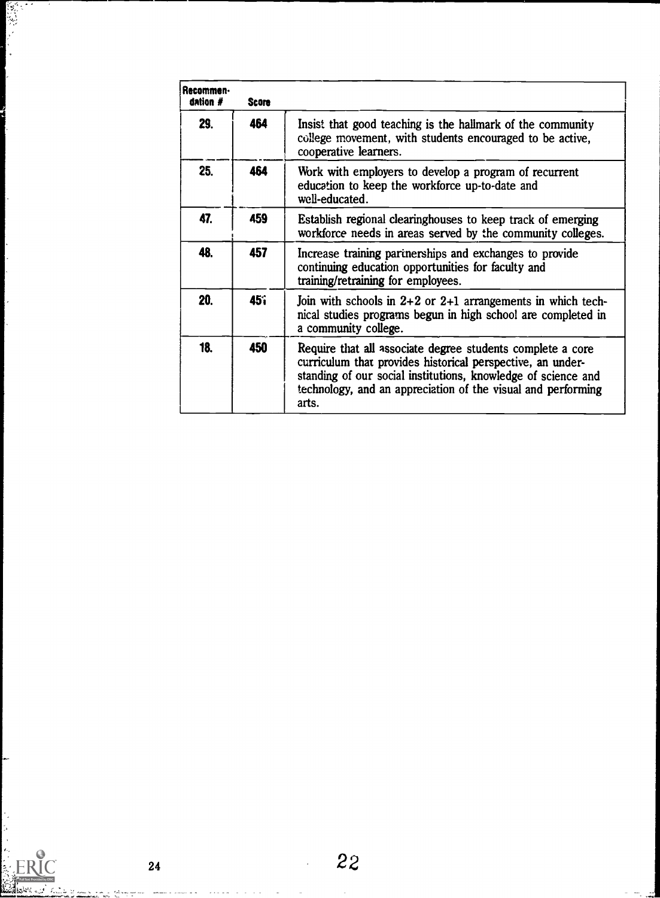| Recommendation # | Score | |
|---|---|---|
| 29. | 464 | Insist that good teaching is the hallmark of the community college movement, with students encouraged to be active, cooperative learners. |
| 25. | 464 | Work with employers to develop a program of recurrent education to keep the workforce up-to-date and well-educated. |
| 47. | 459 | Establish regional clearinghouses to keep track of emerging workforce needs in areas served by the community colleges. |
| 48. | 457 | Increase training partnerships and exchanges to provide continuing education opportunities for faculty and training/retraining for employees. |
| 20. | 451 | Join with schools in 2+2 or 2+1 arrangements in which technical studies programs begun in high school are completed in a community college. |
| 18. | 450 | Require that all associate degree students complete a core curriculum that provides historical perspective, an understanding of our social institutions, knowledge of science and technology, and an appreciation of the visual and performing arts. |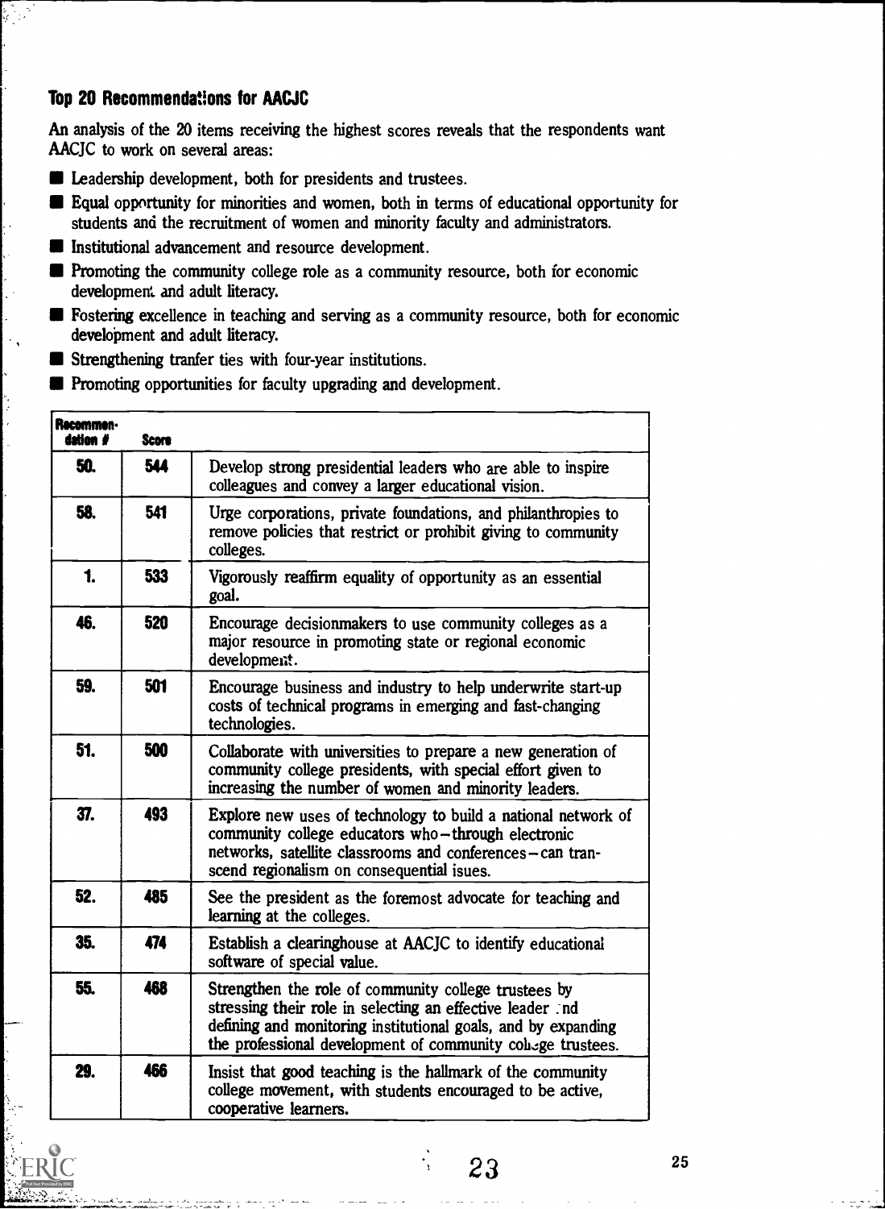## Top 20 Recommendations for AACJC

An analysis of the 20 items receiving the highest scores reveals that the respondents want AACJC to work on several areas:

- Leadership development, both for presidents and trustees.
- Equal opportunity for minorities and women, both in terms of educational opportunity for students and the recruitment of women and minority faculty and administrators.
- Institutional advancement and resource development.
- Promoting the community college role as a community resource, both for economic development and adult literacy.
- Fostering excellence in teaching and serving as a community resource, both for economic development and adult literacy.
- Strengthening tranfer ties with four-year institutions.
- Promoting opportunities for faculty upgrading and development.

| Recommendation # | Score | |
|---|---|---|
| 50. | 544 | Develop strong presidential leaders who are able to inspire colleagues and convey a larger educational vision. |
| 58. | 541 | Urge corporations, private foundations, and philanthropies to remove policies that restrict or prohibit giving to community colleges. |
| 1. | 533 | Vigorously reaffirm equality of opportunity as an essential goal. |
| 46. | 520 | Encourage decisionmakers to use community colleges as a major resource in promoting state or regional economic development. |
| 59. | 501 | Encourage business and industry to help underwrite start-up costs of technical programs in emerging and fast-changing technologies. |
| 51. | 500 | Collaborate with universities to prepare a new generation of community college presidents, with special effort given to increasing the number of women and minority leaders. |
| 37. | 493 | Explore new uses of technology to build a national network of community college educators who—through electronic networks, satellite classrooms and conferences—can transcend regionalism on consequential isues. |
| 52. | 485 | See the president as the foremost advocate for teaching and learning at the colleges. |
| 35. | 474 | Establish a clearinghouse at AACJC to identify educational software of special value. |
| 55. | 468 | Strengthen the role of community college trustees by stressing their role in selecting an effective leader and defining and monitoring institutional goals, and by expanding the professional development of community college trustees. |
| 29. | 466 | Insist that good teaching is the hallmark of the community college movement, with students encouraged to be active, cooperative learners. |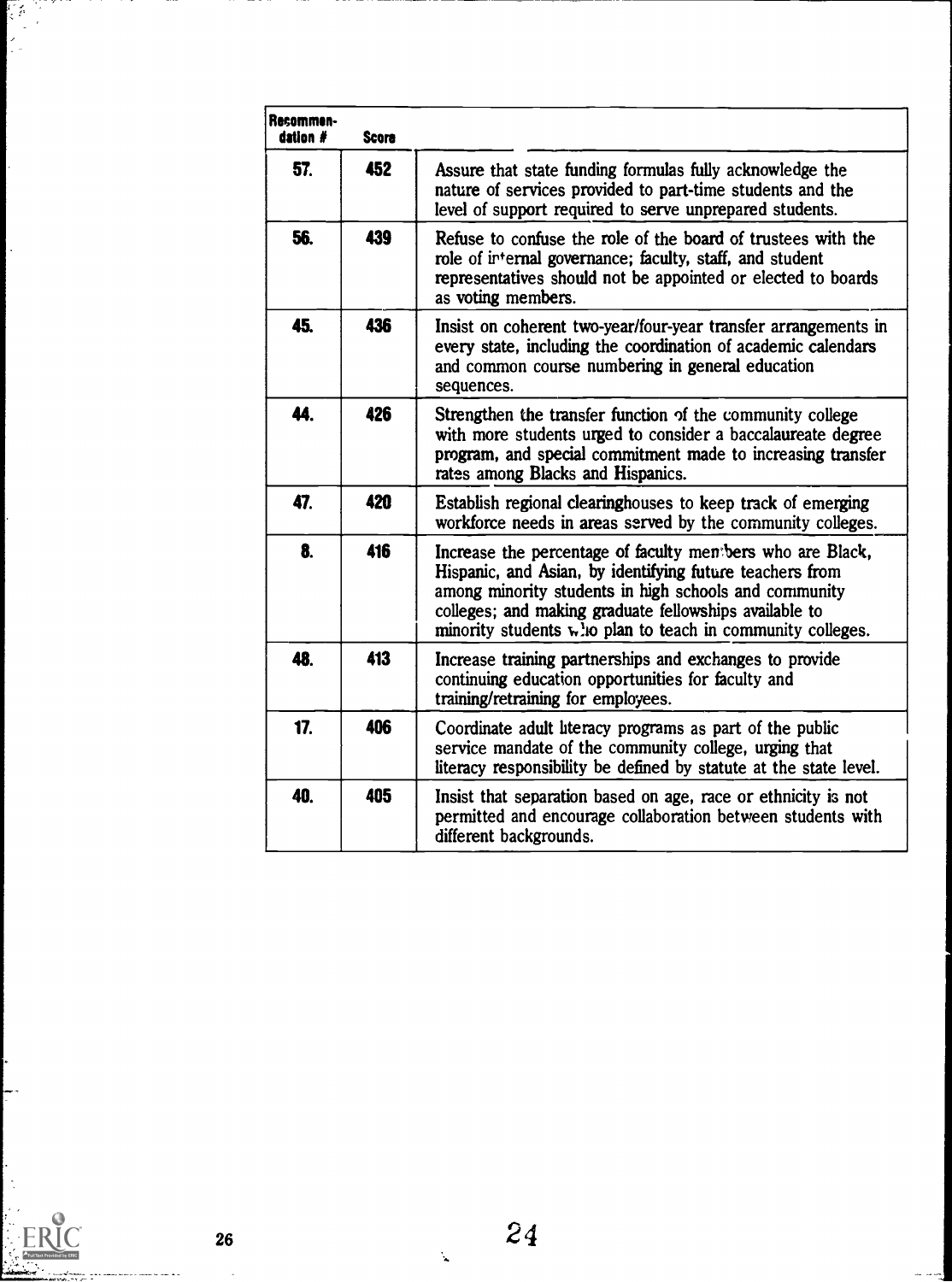| Recommendation # | Score | |
|---|---|---|
| 57. | 452 | Assure that state funding formulas fully acknowledge the nature of services provided to part-time students and the level of support required to serve unprepared students. |
| 56. | 439 | Refuse to confuse the role of the board of trustees with the role of internal governance; faculty, staff, and student representatives should not be appointed or elected to boards as voting members. |
| 45. | 436 | Insist on coherent two-year/four-year transfer arrangements in every state, including the coordination of academic calendars and common course numbering in general education sequences. |
| 44. | 426 | Strengthen the transfer function of the community college with more students urged to consider a baccalaureate degree program, and special commitment made to increasing transfer rates among Blacks and Hispanics. |
| 47. | 420 | Establish regional clearinghouses to keep track of emerging workforce needs in areas served by the community colleges. |
| 8. | 416 | Increase the percentage of faculty members who are Black, Hispanic, and Asian, by identifying future teachers from among minority students in high schools and community colleges; and making graduate fellowships available to minority students who plan to teach in community colleges. |
| 48. | 413 | Increase training partnerships and exchanges to provide continuing education opportunities for faculty and training/retraining for employees. |
| 17. | 406 | Coordinate adult literacy programs as part of the public service mandate of the community college, urging that literacy responsibility be defined by statute at the state level. |
| 40. | 405 | Insist that separation based on age, race or ethnicity is not permitted and encourage collaboration between students with different backgrounds. |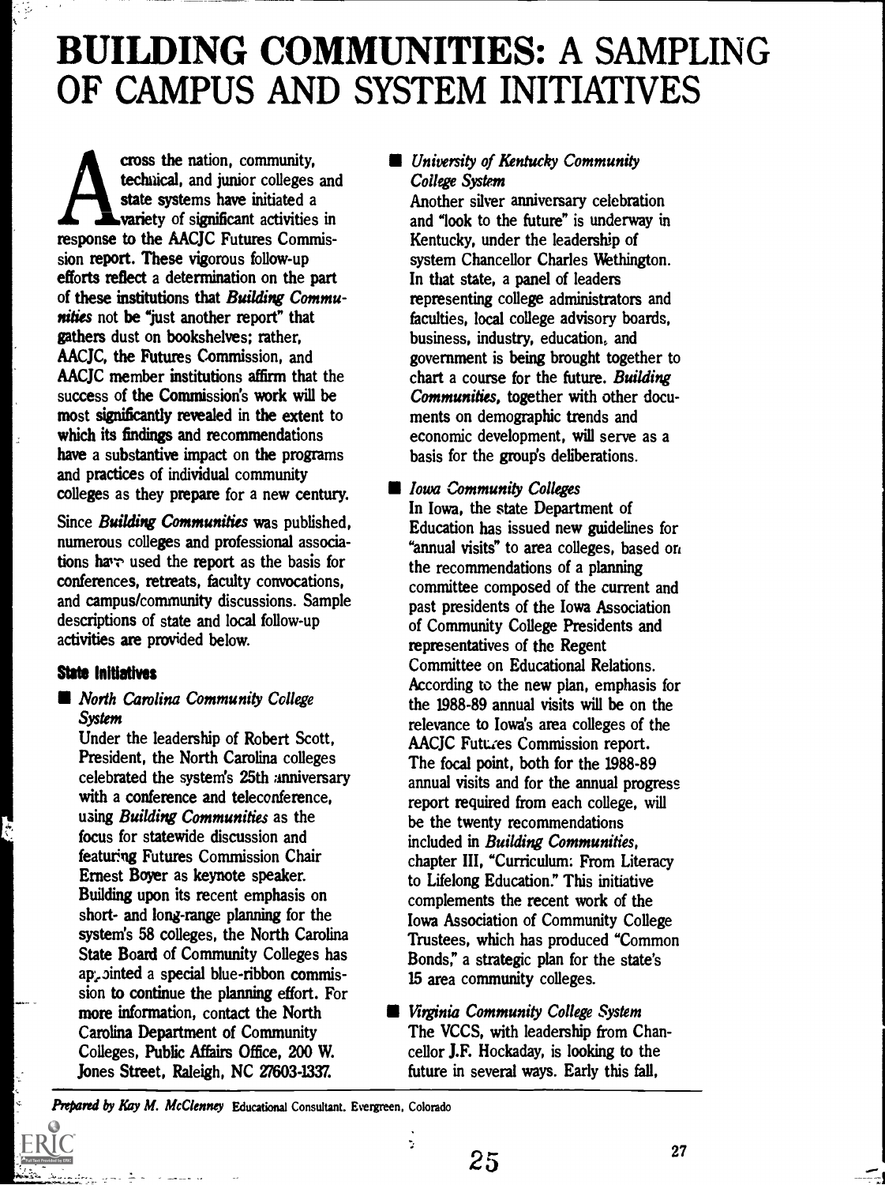# BUILDING COMMUNITIES: A SAMPLING OF CAMPUS AND SYSTEM INITIATIVES

Across the nation, community, technical, and junior colleges and state systems have initiated a variety of significant activities in response to the AACJC Futures Commission report. These vigorous follow-up efforts reflect a determination on the part of these institutions that *Building Communities* not be "just another report" that gathers dust on bookshelves; rather, AACJC, the Futures Commission, and AACJC member institutions affirm that the success of the Commission's work will be most significantly revealed in the extent to which its findings and recommendations have a substantive impact on the programs and practices of individual community colleges as they prepare for a new century.

Since *Building Communities* was published, numerous colleges and professional associations have used the report as the basis for conferences, retreats, faculty convocations, and campus/community discussions. Sample descriptions of state and local follow-up activities are provided below.

### State Initiatives

- *North Carolina Community College System*
  Under the leadership of Robert Scott, President, the North Carolina colleges celebrated the system's 25th anniversary with a conference and teleconference, using *Building Communities* as the focus for statewide discussion and featuring Futures Commission Chair Ernest Boyer as keynote speaker. Building upon its recent emphasis on short- and long-range planning for the system's 58 colleges, the North Carolina State Board of Community Colleges has appointed a special blue-ribbon commission to continue the planning effort. For more information, contact the North Carolina Department of Community Colleges, Public Affairs Office, 200 W. Jones Street, Raleigh, NC 27603-1337.

- *University of Kentucky Community College System*
  Another silver anniversary celebration and "look to the future" is underway in Kentucky, under the leadership of system Chancellor Charles Wethington. In that state, a panel of leaders representing college administrators and faculties, local college advisory boards, business, industry, education, and government is being brought together to chart a course for the future. *Building Communities*, together with other documents on demographic trends and economic development, will serve as a basis for the group's deliberations.

- *Iowa Community Colleges*
  In Iowa, the state Department of Education has issued new guidelines for "annual visits" to area colleges, based on the recommendations of a planning committee composed of the current and past presidents of the Iowa Association of Community College Presidents and representatives of the Regent Committee on Educational Relations. According to the new plan, emphasis for the 1988-89 annual visits will be on the relevance to Iowa's area colleges of the AACJC Futures Commission report. The focal point, both for the 1988-89 annual visits and for the annual progress report required from each college, will be the twenty recommendations included in *Building Communities*, chapter III, "Curriculum: From Literacy to Lifelong Education." This initiative complements the recent work of the Iowa Association of Community College Trustees, which has produced "Common Bonds," a strategic plan for the state's 15 area community colleges.

- *Virginia Community College System*
  The VCCS, with leadership from Chancellor J.F. Hockaday, is looking to the future in several ways. Early this fall,

*Prepared by Kay M. McClenney* Educational Consultant. Evergreen, Colorado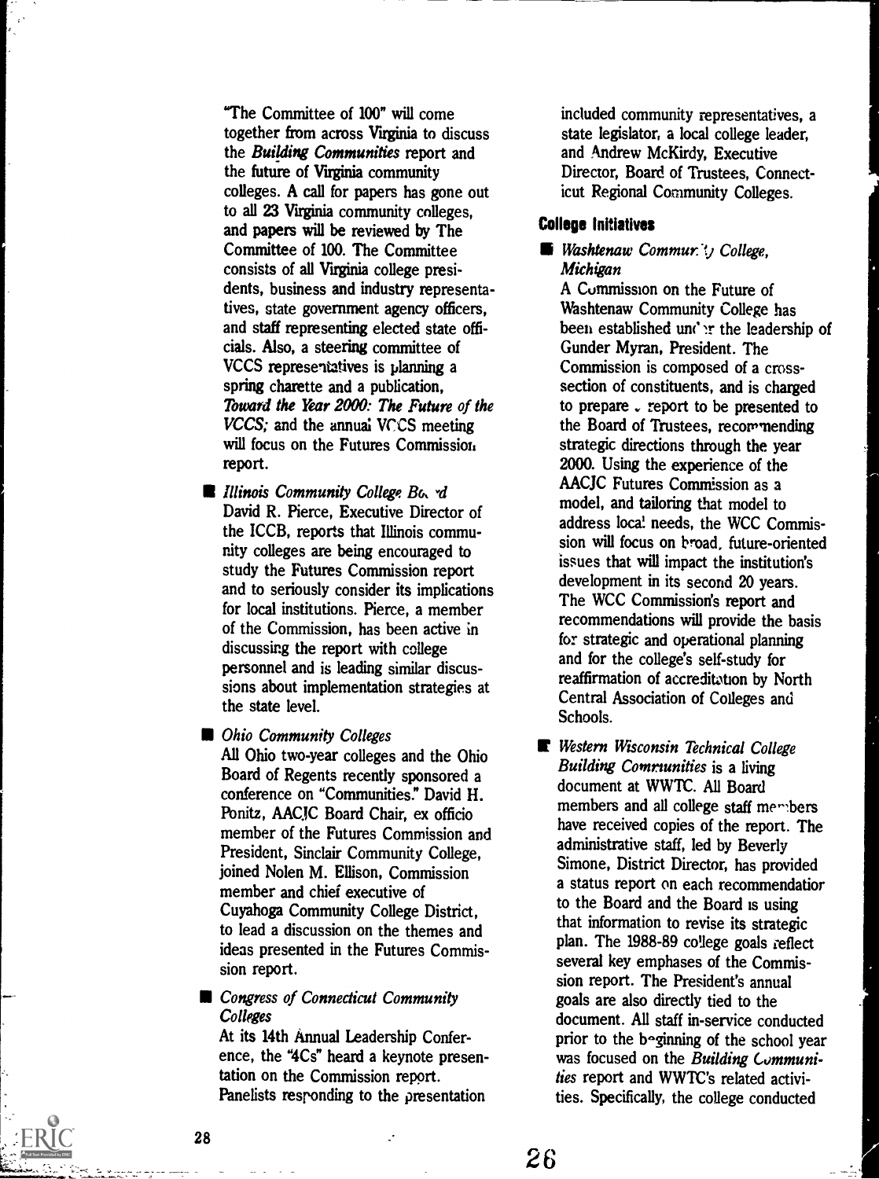"The Committee of 100" will come together from across Virginia to discuss the *Building Communities* report and the future of Virginia community colleges. A call for papers has gone out to all 23 Virginia community colleges, and papers will be reviewed by The Committee of 100. The Committee consists of all Virginia college presidents, business and industry representatives, state government agency officers, and staff representing elected state officials. Also, a steering committee of VCCS representatives is planning a spring charette and a publication, *Toward the Year 2000: The Future of the VCCS;* and the annual VCCS meeting will focus on the Futures Commission report.

- *Illinois Community College Board*
  David R. Pierce, Executive Director of the ICCB, reports that Illinois community colleges are being encouraged to study the Futures Commission report and to seriously consider its implications for local institutions. Pierce, a member of the Commission, has been active in discussing the report with college personnel and is leading similar discussions about implementation strategies at the state level.

- *Ohio Community Colleges*
  All Ohio two-year colleges and the Ohio Board of Regents recently sponsored a conference on "Communities." David H. Ponitz, AACJC Board Chair, ex officio member of the Futures Commission and President, Sinclair Community College, joined Nolen M. Ellison, Commission member and chief executive of Cuyahoga Community College District, to lead a discussion on the themes and ideas presented in the Futures Commission report.

- *Congress of Connecticut Community Colleges*
  At its 14th Annual Leadership Conference, the "4Cs" heard a keynote presentation on the Commission report. Panelists responding to the presentation included community representatives, a state legislator, a local college leader, and Andrew McKirdy, Executive Director, Board of Trustees, Connecticut Regional Community Colleges.

### College Initiatives

- *Washtenaw Community College, Michigan*
  A Commission on the Future of Washtenaw Community College has been established under the leadership of Gunder Myran, President. The Commission is composed of a cross-section of constituents, and is charged to prepare a report to be presented to the Board of Trustees, recommending strategic directions through the year 2000. Using the experience of the AACJC Futures Commission as a model, and tailoring that model to address local needs, the WCC Commission will focus on broad, future-oriented issues that will impact the institution's development in its second 20 years. The WCC Commission's report and recommendations will provide the basis for strategic and operational planning and for the college's self-study for reaffirmation of accreditation by North Central Association of Colleges and Schools.

- *Western Wisconsin Technical College*
  *Building Communities* is a living document at WWTC. All Board members and all college staff members have received copies of the report. The administrative staff, led by Beverly Simone, District Director, has provided a status report on each recommendation to the Board and the Board is using that information to revise its strategic plan. The 1988-89 college goals reflect several key emphases of the Commission report. The President's annual goals are also directly tied to the document. All staff in-service conducted prior to the beginning of the school year was focused on the *Building Communities* report and WWTC's related activities. Specifically, the college conducted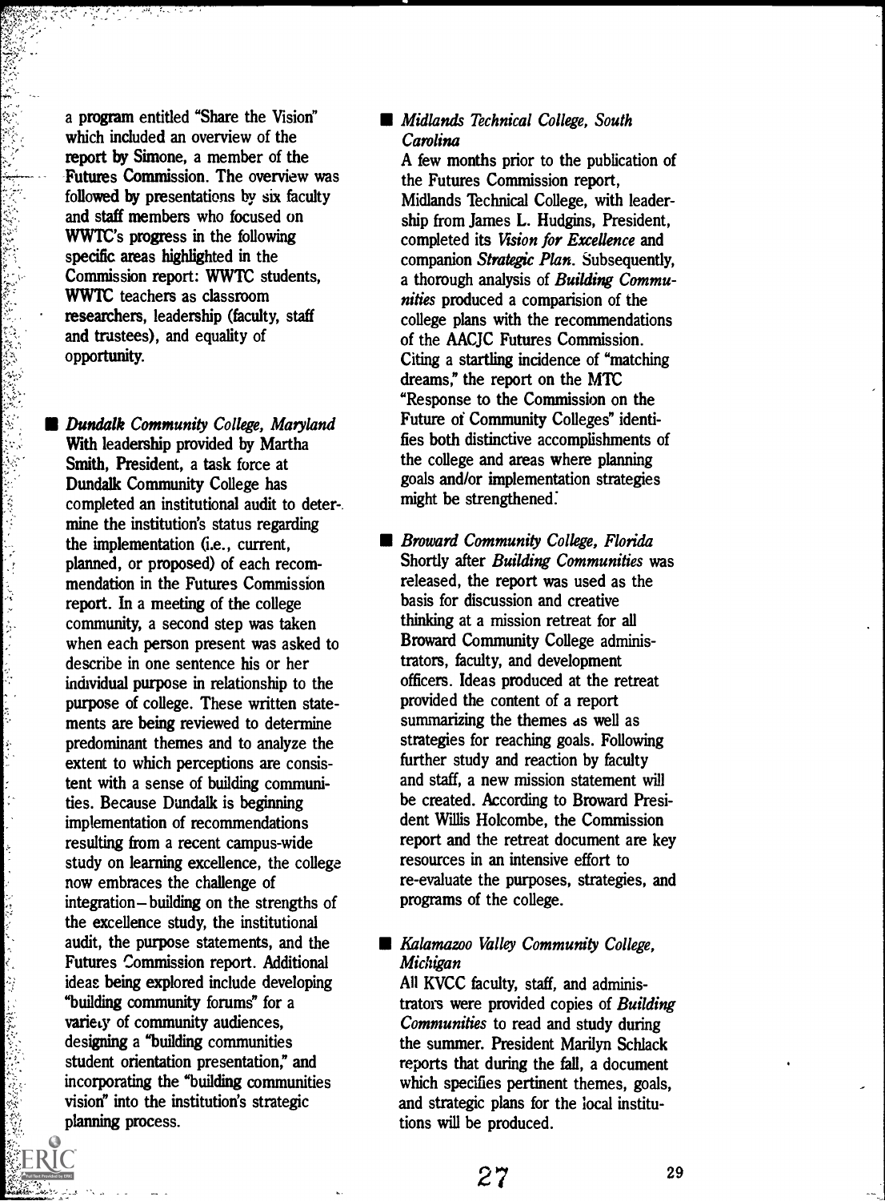a program entitled "Share the Vision" which included an overview of the report by Simone, a member of the Futures Commission. The overview was followed by presentations by six faculty and staff members who focused on WWTC's progress in the following specific areas highlighted in the Commission report: WWTC students, WWTC teachers as classroom researchers, leadership (faculty, staff and trustees), and equality of opportunity.

- ***Dundalk Community College, Maryland***
  With leadership provided by Martha Smith, President, a task force at Dundalk Community College has completed an institutional audit to determine the institution's status regarding the implementation (i.e., current, planned, or proposed) of each recommendation in the Futures Commission report. In a meeting of the college community, a second step was taken when each person present was asked to describe in one sentence his or her individual purpose in relationship to the purpose of college. These written statements are being reviewed to determine predominant themes and to analyze the extent to which perceptions are consistent with a sense of building communities. Because Dundalk is beginning implementation of recommendations resulting from a recent campus-wide study on learning excellence, the college now embraces the challenge of integration—building on the strengths of the excellence study, the institutional audit, the purpose statements, and the Futures Commission report. Additional ideas being explored include developing "building community forums" for a variety of community audiences, designing a "building communities student orientation presentation," and incorporating the "building communities vision" into the institution's strategic planning process.

- ***Midlands Technical College, South Carolina***
  A few months prior to the publication of the Futures Commission report, Midlands Technical College, with leadership from James L. Hudgins, President, completed its *Vision for Excellence* and companion *Strategic Plan*. Subsequently, a thorough analysis of ***Building Communities*** produced a comparision of the college plans with the recommendations of the AACJC Futures Commission. Citing a startling incidence of "matching dreams," the report on the MTC "Response to the Commission on the Future of Community Colleges" identifies both distinctive accomplishments of the college and areas where planning goals and/or implementation strategies might be strengthened.

- ***Broward Community College, Florida***
  Shortly after *Building Communities* was released, the report was used as the basis for discussion and creative thinking at a mission retreat for all Broward Community College administrators, faculty, and development officers. Ideas produced at the retreat provided the content of a report summarizing the themes as well as strategies for reaching goals. Following further study and reaction by faculty and staff, a new mission statement will be created. According to Broward President Willis Holcombe, the Commission report and the retreat document are key resources in an intensive effort to re-evaluate the purposes, strategies, and programs of the college.

- ***Kalamazoo Valley Community College, Michigan***
  All KVCC faculty, staff, and administrators were provided copies of *Building Communities* to read and study during the summer. President Marilyn Schlack reports that during the fall, a document which specifies pertinent themes, goals, and strategic plans for the local institutions will be produced.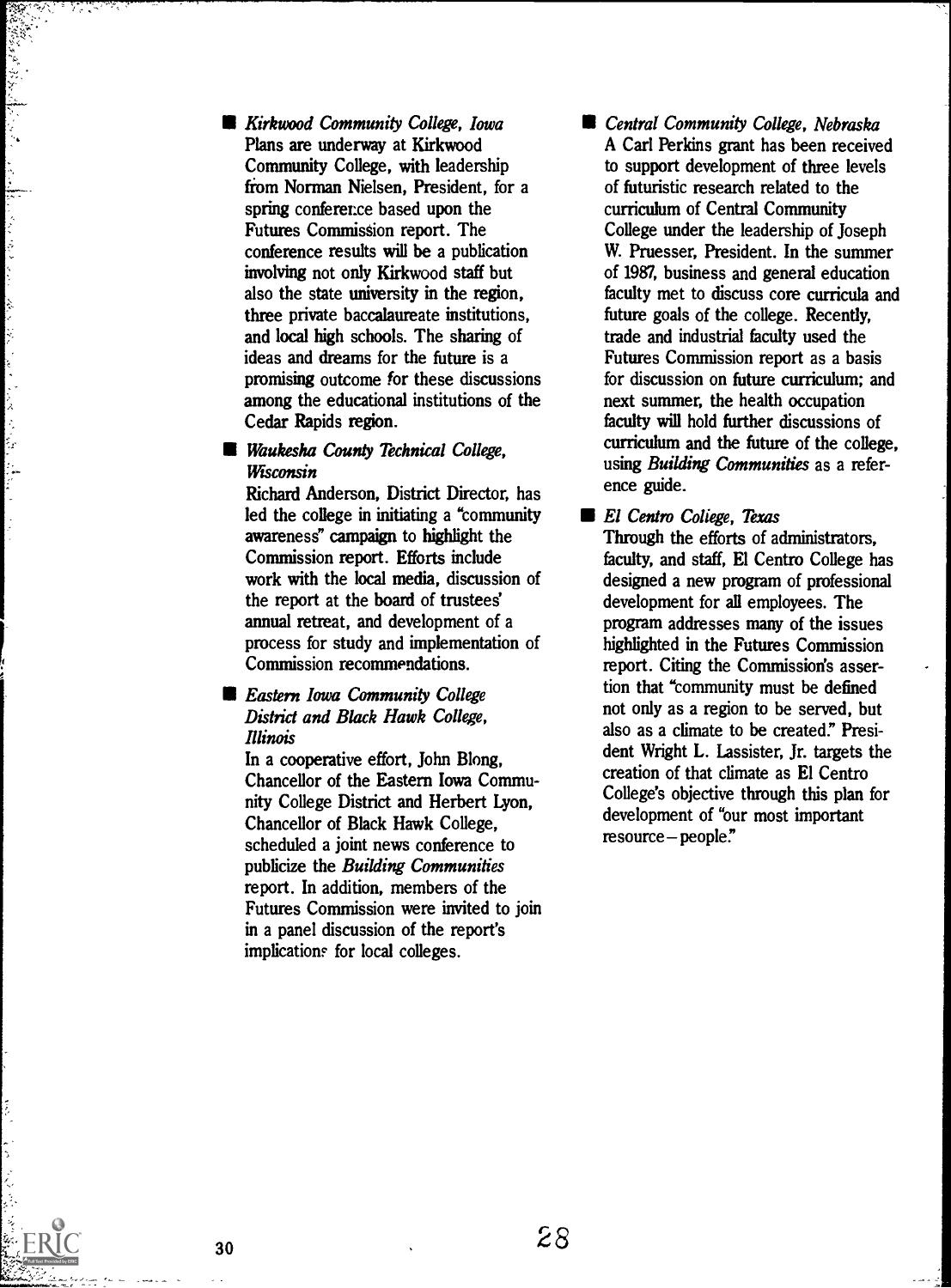- *Kirkwood Community College, Iowa*
  Plans are underway at Kirkwood Community College, with leadership from Norman Nielsen, President, for a spring conference based upon the Futures Commission report. The conference results will be a publication involving not only Kirkwood staff but also the state university in the region, three private baccalaureate institutions, and local high schools. The sharing of ideas and dreams for the future is a promising outcome for these discussions among the educational institutions of the Cedar Rapids region.

- *Waukesha County Technical College, Wisconsin*
  Richard Anderson, District Director, has led the college in initiating a "community awareness" campaign to highlight the Commission report. Efforts include work with the local media, discussion of the report at the board of trustees' annual retreat, and development of a process for study and implementation of Commission recommendations.

- *Eastern Iowa Community College District and Black Hawk College, Illinois*
  In a cooperative effort, John Blong, Chancellor of the Eastern Iowa Community College District and Herbert Lyon, Chancellor of Black Hawk College, scheduled a joint news conference to publicize the *Building Communities* report. In addition, members of the Futures Commission were invited to join in a panel discussion of the report's implications for local colleges.

- *Central Community College, Nebraska*
  A Carl Perkins grant has been received to support development of three levels of futuristic research related to the curriculum of Central Community College under the leadership of Joseph W. Pruesser, President. In the summer of 1987, business and general education faculty met to discuss core curricula and future goals of the college. Recently, trade and industrial faculty used the Futures Commission report as a basis for discussion on future curriculum; and next summer, the health occupation faculty will hold further discussions of curriculum and the future of the college, using *Building Communities* as a reference guide.

- *El Centro College, Texas*
  Through the efforts of administrators, faculty, and staff, El Centro College has designed a new program of professional development for all employees. The program addresses many of the issues highlighted in the Futures Commission report. Citing the Commission's assertion that "community must be defined not only as a region to be served, but also as a climate to be created." President Wright L. Lassister, Jr. targets the creation of that climate as El Centro College's objective through this plan for development of "our most important resource—people."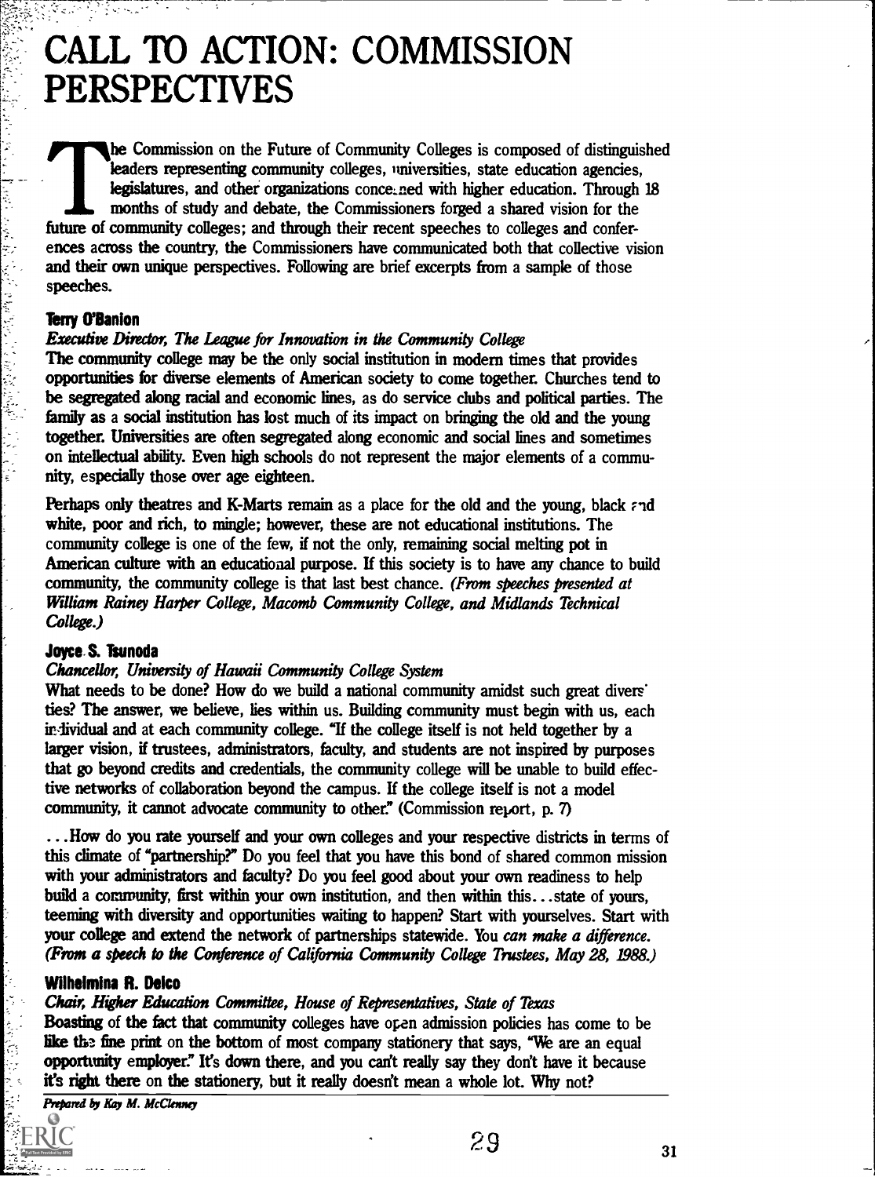# CALL TO ACTION: COMMISSION PERSPECTIVES

The Commission on the Future of Community Colleges is composed of distinguished leaders representing community colleges, universities, state education agencies, legislatures, and other organizations concerned with higher education. Through 18 months of study and debate, the Commissioners forged a shared vision for the future of community colleges; and through their recent speeches to colleges and conferences across the country, the Commissioners have communicated both that collective vision and their own unique perspectives. Following are brief excerpts from a sample of those speeches.

### Terry O'Banion

*Executive Director, The League for Innovation in the Community College*

The community college may be the only social institution in modern times that provides opportunities for diverse elements of American society to come together. Churches tend to be segregated along racial and economic lines, as do service clubs and political parties. The family as a social institution has lost much of its impact on bringing the old and the young together. Universities are often segregated along economic and social lines and sometimes on intellectual ability. Even high schools do not represent the major elements of a community, especially those over age eighteen.

Perhaps only theatres and K-Marts remain as a place for the old and the young, black and white, poor and rich, to mingle; however, these are not educational institutions. The community college is one of the few, if not the only, remaining social melting pot in American culture with an educational purpose. If this society is to have any chance to build community, the community college is that last best chance. *(From speeches presented at William Rainey Harper College, Macomb Community College, and Midlands Technical College.)*

### Joyce S. Tsunoda

*Chancellor, University of Hawaii Community College System*

What needs to be done? How do we build a national community amidst such great diversities? The answer, we believe, lies within us. Building community must begin with us, each individual and at each community college. "If the college itself is not held together by a larger vision, if trustees, administrators, faculty, and students are not inspired by purposes that go beyond credits and credentials, the community college will be unable to build effective networks of collaboration beyond the campus. If the college itself is not a model community, it cannot advocate community to other." (Commission report, p. 7)

...How do you rate yourself and your own colleges and your respective districts in terms of this climate of "partnership?" Do you feel that you have this bond of shared common mission with your administrators and faculty? Do you feel good about your own readiness to help build a community, first within your own institution, and then within this...state of yours, teeming with diversity and opportunities waiting to happen? Start with yourselves. Start with your college and extend the network of partnerships statewide. You *can make a difference. (From a speech to the Conference of California Community College Trustees, May 28, 1988.)*

### Wilhelmina R. Delco

*Chair, Higher Education Committee, House of Representatives, State of Texas*

Boasting of the fact that community colleges have open admission policies has come to be like the fine print on the bottom of most company stationery that says, "We are an equal opportunity employer." It's down there, and you can't really say they don't have it because it's right there on the stationery, but it really doesn't mean a whole lot. Why not?

*Prepared by Kay M. McClenney*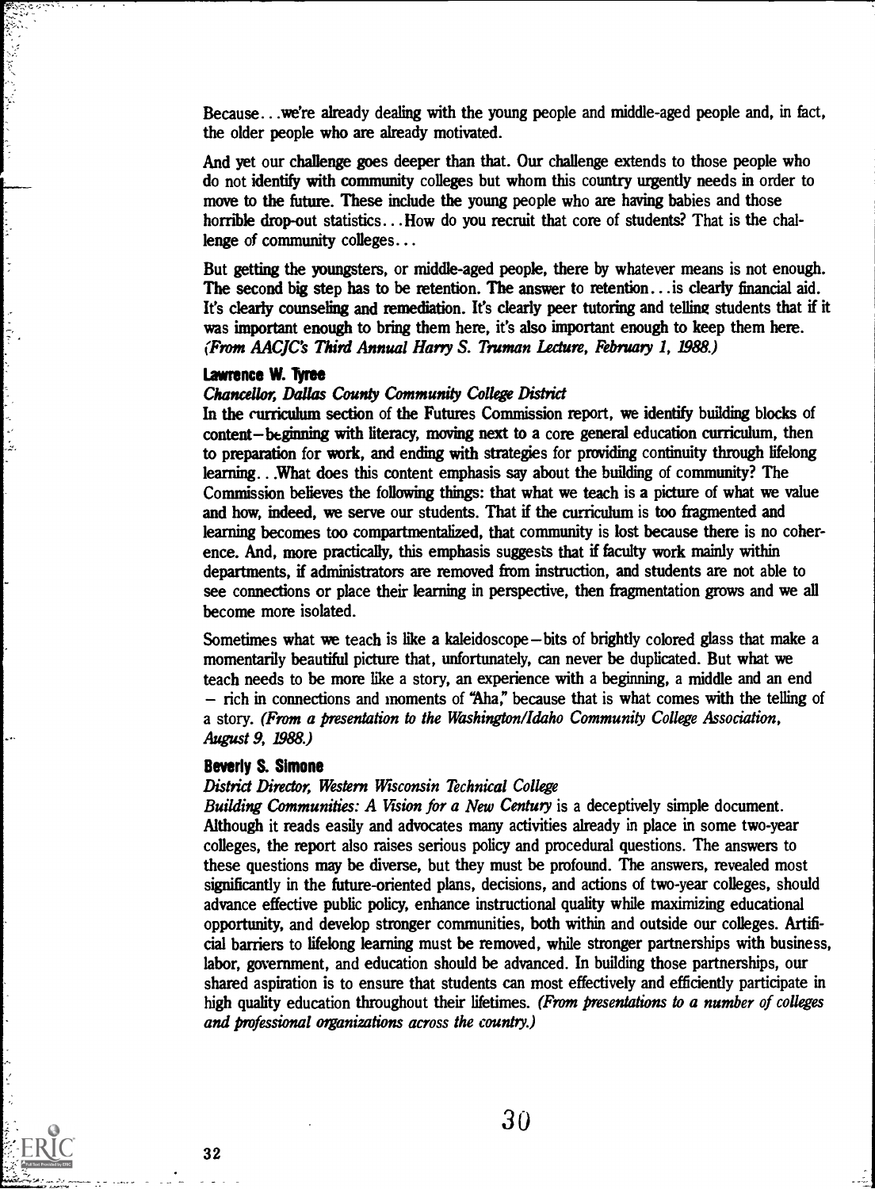Because. . .we're already dealing with the young people and middle-aged people and, in fact, the older people who are already motivated.

And yet our challenge goes deeper than that. Our challenge extends to those people who do not identify with community colleges but whom this country urgently needs in order to move to the future. These include the young people who are having babies and those horrible drop-out statistics. . .How do you recruit that core of students? That is the challenge of community colleges. . .

But getting the youngsters, or middle-aged people, there by whatever means is not enough. The second big step has to be retention. The answer to retention. . .is clearly financial aid. It's clearly counseling and remediation. It's clearly peer tutoring and telling students that if it was important enough to bring them here, it's also important enough to keep them here. *(From AACJC's Third Annual Harry S. Truman Lecture, February 1, 1988.)*

**Lawrence W. Tyree**

*Chancellor, Dallas County Community College District*

In the curriculum section of the Futures Commission report, we identify building blocks of content—beginning with literacy, moving next to a core general education curriculum, then to preparation for work, and ending with strategies for providing continuity through lifelong learning. . .What does this content emphasis say about the building of community? The Commission believes the following things: that what we teach is a picture of what we value and how, indeed, we serve our students. That if the curriculum is too fragmented and learning becomes too compartmentalized, that community is lost because there is no coherence. And, more practically, this emphasis suggests that if faculty work mainly within departments, if administrators are removed from instruction, and students are not able to see connections or place their learning in perspective, then fragmentation grows and we all become more isolated.

Sometimes what we teach is like a kaleidoscope—bits of brightly colored glass that make a momentarily beautiful picture that, unfortunately, can never be duplicated. But what we teach needs to be more like a story, an experience with a beginning, a middle and an end — rich in connections and moments of "Aha," because that is what comes with the telling of a story. *(From a presentation to the Washington/Idaho Community College Association, August 9, 1988.)*

**Beverly S. Simone**

*District Director, Western Wisconsin Technical College*

*Building Communities: A Vision for a New Century* is a deceptively simple document. Although it reads easily and advocates many activities already in place in some two-year colleges, the report also raises serious policy and procedural questions. The answers to these questions may be diverse, but they must be profound. The answers, revealed most significantly in the future-oriented plans, decisions, and actions of two-year colleges, should advance effective public policy, enhance instructional quality while maximizing educational opportunity, and develop stronger communities, both within and outside our colleges. Artificial barriers to lifelong learning must be removed, while stronger partnerships with business, labor, government, and education should be advanced. In building those partnerships, our shared aspiration is to ensure that students can most effectively and efficiently participate in high quality education throughout their lifetimes. *(From presentations to a number of colleges and professional organizations across the country.)*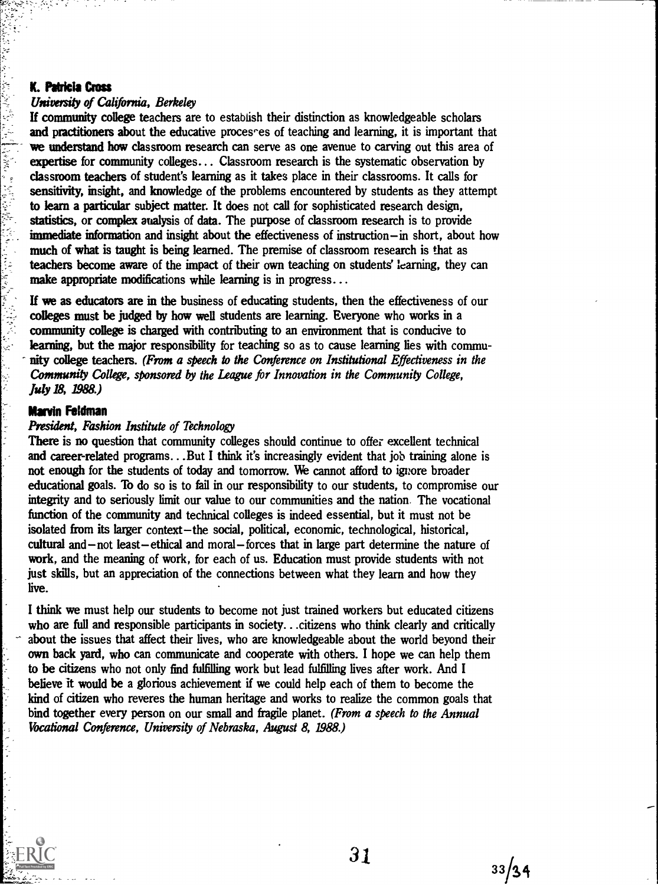### K. Patricia Cross

*University of California, Berkeley*

If community college teachers are to establish their distinction as knowledgeable scholars and practitioners about the educative processes of teaching and learning, it is important that we understand how classroom research can serve as one avenue to carving out this area of expertise for community colleges... Classroom research is the systematic observation by classroom teachers of student's learning as it takes place in their classrooms. It calls for sensitivity, insight, and knowledge of the problems encountered by students as they attempt to learn a particular subject matter. It does not call for sophisticated research design, statistics, or complex analysis of data. The purpose of classroom research is to provide immediate information and insight about the effectiveness of instruction—in short, about how much of what is taught is being learned. The premise of classroom research is that as teachers become aware of the impact of their own teaching on students' learning, they can make appropriate modifications while learning is in progress...

If we as educators are in the business of educating students, then the effectiveness of our colleges must be judged by how well students are learning. Everyone who works in a community college is charged with contributing to an environment that is conducive to learning, but the major responsibility for teaching so as to cause learning lies with community college teachers. *(From a speech to the Conference on Institutional Effectiveness in the Community College, sponsored by the League for Innovation in the Community College, July 18, 1988.)*

### Marvin Feldman

*President, Fashion Institute of Technology*

There is no question that community colleges should continue to offer excellent technical and career-related programs...But I think it's increasingly evident that job training alone is not enough for the students of today and tomorrow. We cannot afford to ignore broader educational goals. To do so is to fail in our responsibility to our students, to compromise our integrity and to seriously limit our value to our communities and the nation. The vocational function of the community and technical colleges is indeed essential, but it must not be isolated from its larger context—the social, political, economic, technological, historical, cultural and—not least—ethical and moral—forces that in large part determine the nature of work, and the meaning of work, for each of us. Education must provide students with not just skills, but an appreciation of the connections between what they learn and how they live.

I think we must help our students to become not just trained workers but educated citizens who are full and responsible participants in society...citizens who think clearly and critically about the issues that affect their lives, who are knowledgeable about the world beyond their own back yard, who can communicate and cooperate with others. I hope we can help them to be citizens who not only find fulfilling work but lead fulfilling lives after work. And I believe it would be a glorious achievement if we could help each of them to become the kind of citizen who reveres the human heritage and works to realize the common goals that bind together every person on our small and fragile planet. *(From a speech to the Annual Vocational Conference, University of Nebraska, August 8, 1988.)*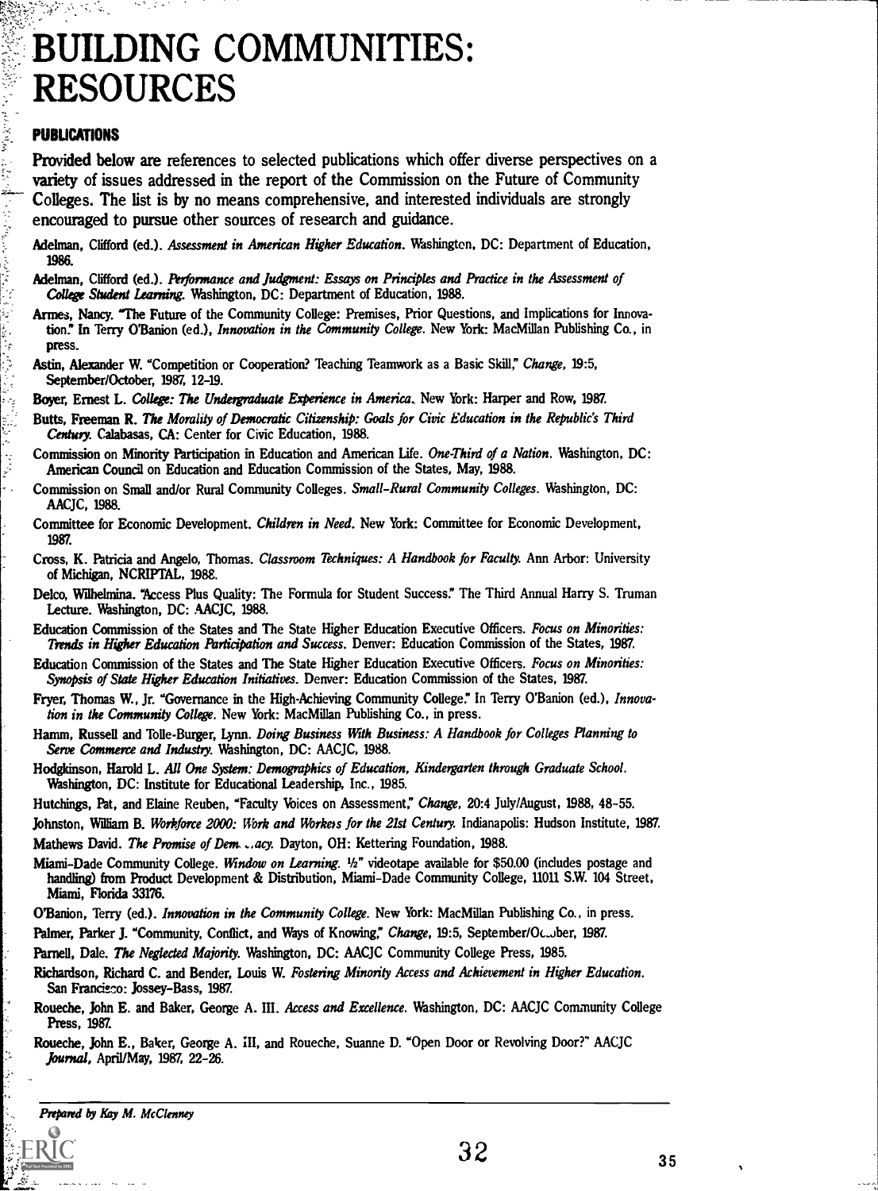# BUILDING COMMUNITIES: RESOURCES

## PUBLICATIONS

Provided below are references to selected publications which offer diverse perspectives on a variety of issues addressed in the report of the Commission on the Future of Community Colleges. The list is by no means comprehensive, and interested individuals are strongly encouraged to pursue other sources of research and guidance.

Adelman, Clifford (ed.). *Assessment in American Higher Education.* Washington, DC: Department of Education, 1986.

Adelman, Clifford (ed.). *Performance and Judgment: Essays on Principles and Practice in the Assessment of College Student Learning.* Washington, DC: Department of Education, 1988.

Armes, Nancy. "The Future of the Community College: Premises, Prior Questions, and Implications for Innovation." In Terry O'Banion (ed.), *Innovation in the Community College.* New York: MacMillan Publishing Co., in press.

Astin, Alexander W. "Competition or Cooperation? Teaching Teamwork as a Basic Skill," *Change,* 19:5, September/October, 1987, 12-19.

Boyer, Ernest L. *College: The Undergraduate Experience in America.* New York: Harper and Row, 1987.

Butts, Freeman R. *The Morality of Democratic Citizenship: Goals for Civic Education in the Republic's Third Century.* Calabasas, CA: Center for Civic Education, 1988.

Commission on Minority Participation in Education and American Life. *One-Third of a Nation.* Washington, DC: American Council on Education and Education Commission of the States, May, 1988.

Commission on Small and/or Rural Community Colleges. *Small-Rural Community Colleges.* Washington, DC: AACJC, 1988.

Committee for Economic Development. *Children in Need.* New York: Committee for Economic Development, 1987.

Cross, K. Patricia and Angelo, Thomas. *Classroom Techniques: A Handbook for Faculty.* Ann Arbor: University of Michigan, NCRIPTAL, 1988.

Delco, Wilhelmina. "Access Plus Quality: The Formula for Student Success." The Third Annual Harry S. Truman Lecture. Washington, DC: AACJC, 1988.

Education Commission of the States and The State Higher Education Executive Officers. *Focus on Minorities: Trends in Higher Education Participation and Success.* Denver: Education Commission of the States, 1987.

Education Commission of the States and The State Higher Education Executive Officers. *Focus on Minorities: Synopsis of State Higher Education Initiatives.* Denver: Education Commission of the States, 1987.

Fryer, Thomas W., Jr. "Governance in the High-Achieving Community College." In Terry O'Banion (ed.), *Innovation in the Community College.* New York: MacMillan Publishing Co., in press.

Hamm, Russell and Tolle-Burger, Lynn. *Doing Business With Business: A Handbook for Colleges Planning to Serve Commerce and Industry.* Washington, DC: AACJC, 1988.

Hodgkinson, Harold L. *All One System: Demographics of Education, Kindergarten through Graduate School.* Washington, DC: Institute for Educational Leadership, Inc., 1985.

Hutchings, Pat, and Elaine Reuben, "Faculty Voices on Assessment," *Change,* 20:4 July/August, 1988, 48-55.

Johnston, William B. *Workforce 2000: Work and Workers for the 21st Century.* Indianapolis: Hudson Institute, 1987.

Mathews David. *The Promise of Democracy.* Dayton, OH: Kettering Foundation, 1988.

Miami-Dade Community College. *Window on Learning.* ½" videotape available for $50.00 (includes postage and handling) from Product Development & Distribution, Miami-Dade Community College, 11011 S.W. 104 Street, Miami, Florida 33176.

O'Banion, Terry (ed.). *Innovation in the Community College.* New York: MacMillan Publishing Co., in press.

Palmer, Parker J. "Community, Conflict, and Ways of Knowing," *Change,* 19:5, September/October, 1987.

Parnell, Dale. *The Neglected Majority.* Washington, DC: AACJC Community College Press, 1985.

Richardson, Richard C. and Bender, Louis W. *Fostering Minority Access and Achievement in Higher Education.* San Francisco: Jossey-Bass, 1987.

Roueche, John E. and Baker, George A. III. *Access and Excellence.* Washington, DC: AACJC Community College Press, 1987.

Roueche, John E., Baker, George A. III, and Roueche, Suanne D. "Open Door or Revolving Door?" AACJC *Journal,* April/May, 1987, 22-26.

*Prepared by Kay M. McClenney*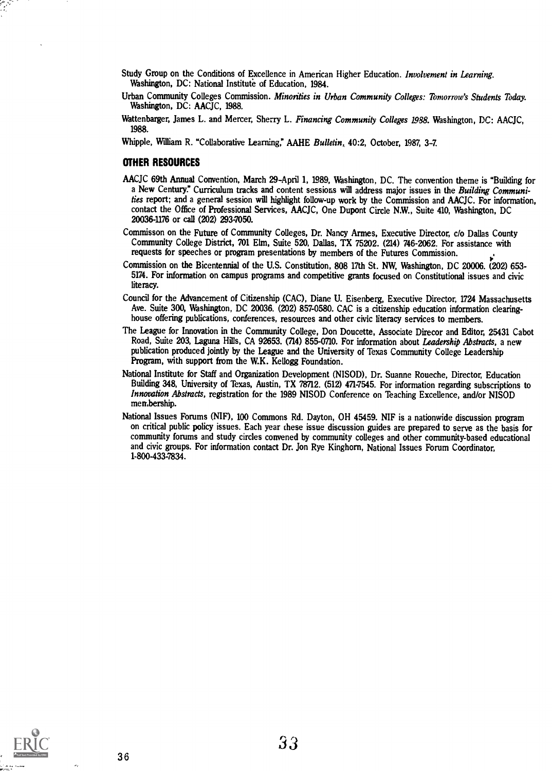Study Group on the Conditions of Excellence in American Higher Education. *Involvement in Learning*. Washington, DC: National Institute of Education, 1984.

Urban Community Colleges Commission. *Minorities in Urban Community Colleges: Tomorrow's Students Today*. Washington, DC: AACJC, 1988.

Wattenbarger, James L. and Mercer, Sherry L. *Financing Community Colleges 1988*. Washington, DC: AACJC, 1988.

Whipple, William R. "Collaborative Learning," AAHE *Bulletin*, 40:2, October, 1987, 3-7.

## OTHER RESOURCES

AACJC 69th Annual Convention, March 29-April 1, 1989, Washington, DC. The convention theme is "Building for a New Century." Curriculum tracks and content sessions will address major issues in the *Building Communities* report; and a general session will highlight follow-up work by the Commission and AACJC. For information, contact the Office of Professional Services, AACJC, One Dupont Circle N.W., Suite 410, Washington, DC 20036-1176 or call (202) 293-7050.

Commisson on the Future of Community Colleges, Dr. Nancy Armes, Executive Director, c/o Dallas County Community College District, 701 Elm, Suite 520, Dallas, TX 75202. (214) 746-2062. For assistance with requests for speeches or program presentations by members of the Futures Commission.

Commission on the Bicentennial of the U.S. Constitution, 808 17th St. NW, Washington, DC 20006. (202) 653-5174. For information on campus programs and competitive grants focused on Constitutional issues and civic literacy.

Council for the Advancement of Citizenship (CAC), Diane U. Eisenberg, Executive Director, 1724 Massachusetts Ave. Suite 300, Washington, DC 20036. (202) 857-0580. CAC is a citizenship education information clearinghouse offering publications, conferences, resources and other civic literacy services to members.

The League for Innovation in the Community College, Don Doucette, Associate Direcor and Editor, 25431 Cabot Road, Suite 203, Laguna Hills, CA 92653. (714) 855-0710. For information about *Leadership Abstracts*, a new publication produced jointly by the League and the University of Texas Community College Leadership Program, with support from the W.K. Kellogg Foundation.

National Institute for Staff and Organization Development (NISOD), Dr. Suanne Roueche, Director, Education Building 348, University of Texas, Austin, TX 78712. (512) 471-7545. For information regarding subscriptions to *Innovation Abstracts*, registration for the 1989 NISOD Conference on Teaching Excellence, and/or NISOD membership.

National Issues Forums (NIF), 100 Commons Rd. Dayton, OH 45459. NIF is a nationwide discussion program on critical public policy issues. Each year these issue discussion guides are prepared to serve as the basis for community forums and study circles convened by community colleges and other community-based educational and civic groups. For information contact Dr. Jon Rye Kinghorn, National Issues Forum Coordinator, 1-800-433-7834.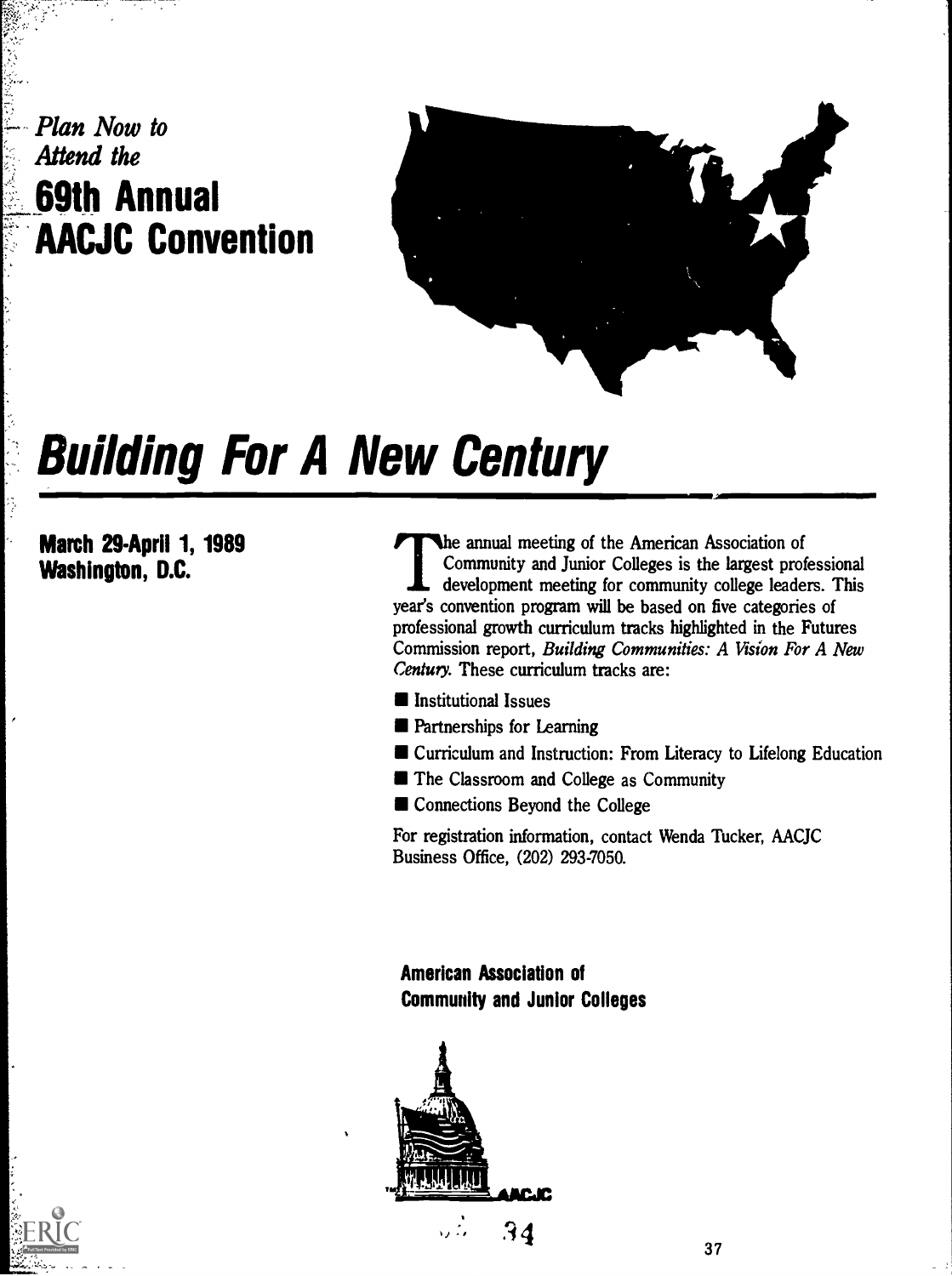*Plan Now to Attend the*

# 69th Annual AACJC Convention

# *Building For A New Century*

**March 29-April 1, 1989**
**Washington, D.C.**

The annual meeting of the American Association of Community and Junior Colleges is the largest professional development meeting for community college leaders. This year's convention program will be based on five categories of professional growth curriculum tracks highlighted in the Futures Commission report, *Building Communities: A Vision For A New Century.* These curriculum tracks are:

- Institutional Issues
- Partnerships for Learning
- Curriculum and Instruction: From Literacy to Lifelong Education
- The Classroom and College as Community
- Connections Beyond the College

For registration information, contact Wenda Tucker, AACJC Business Office, (202) 293-7050.

**American Association of Community and Junior Colleges**

AACJC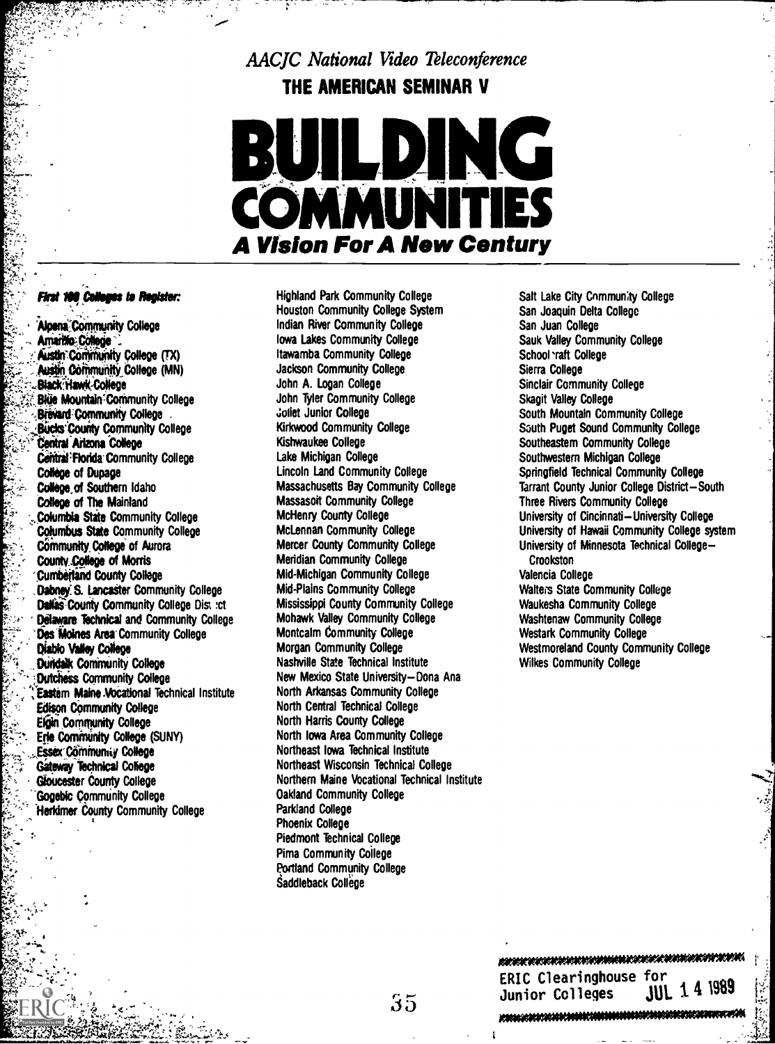*AACJC National Video Teleconference*

**THE AMERICAN SEMINAR V**

# BUILDING COMMUNITIES

## *A Vision For A New Century*

***First 100 Colleges to Register:***

Alpena Community College
Amarillo College
Austin Community College (TX)
Austin Community College (MN)
Black Hawk College
Blue Mountain Community College
Brevard Community College
Bucks County Community College
Central Arizona College
Central Florida Community College
College of Dupage
College of Southern Idaho
College of The Mainland
Columbia State Community College
Columbus State Community College
Community College of Aurora
County College of Morris
Cumberland County College
Dabney S. Lancaster Community College
Dallas County Community College District
Delaware Technical and Community College
Des Moines Area Community College
Diablo Valley College
Dundalk Community College
Dutchess Community College
Eastern Maine Vocational Technical Institute
Edison Community College
Elgin Community College
Erie Community College (SUNY)
Essex Community College
Gateway Technical College
Gloucester County College
Gogebic Community College
Herkimer County Community College
Highland Park Community College
Houston Community College System
Indian River Community College
Iowa Lakes Community College
Itawamba Community College
Jackson Community College
John A. Logan College
John Tyler Community College
Joliet Junior College
Kirkwood Community College
Kishwaukee College
Lake Michigan College
Lincoln Land Community College
Massachusetts Bay Community College
Massasoit Community College
McHenry County College
McLennan Community College
Mercer County Community College
Meridian Community College
Mid-Michigan Community College
Mid-Plains Community College
Mississippi County Community College
Mohawk Valley Community College
Montcalm Community College
Morgan Community College
Nashville State Technical Institute
New Mexico State University—Dona Ana
North Arkansas Community College
North Central Technical College
North Harris County College
North Iowa Area Community College
Northeast Iowa Technical Institute
Northeast Wisconsin Technical College
Northern Maine Vocational Technical Institute
Oakland Community College
Parkland College
Phoenix College
Piedmont Technical College
Pima Community College
Portland Community College
Saddleback College
Salt Lake City Community College
San Joaquin Delta College
San Juan College
Sauk Valley Community College
Schoolcraft College
Sierra College
Sinclair Community College
Skagit Valley College
South Mountain Community College
South Puget Sound Community College
Southeastern Community College
Southwestern Michigan College
Springfield Technical Community College
Tarrant County Junior College District—South
Three Rivers Community College
University of Cincinnati—University College
University of Hawaii Community College system
University of Minnesota Technical College—Crookston
Valencia College
Walters State Community College
Waukesha Community College
Washtenaw Community College
Westark Community College
Westmoreland County Community College
Wilkes Community College

ERIC Clearinghouse for Junior Colleges JUL 14 1989